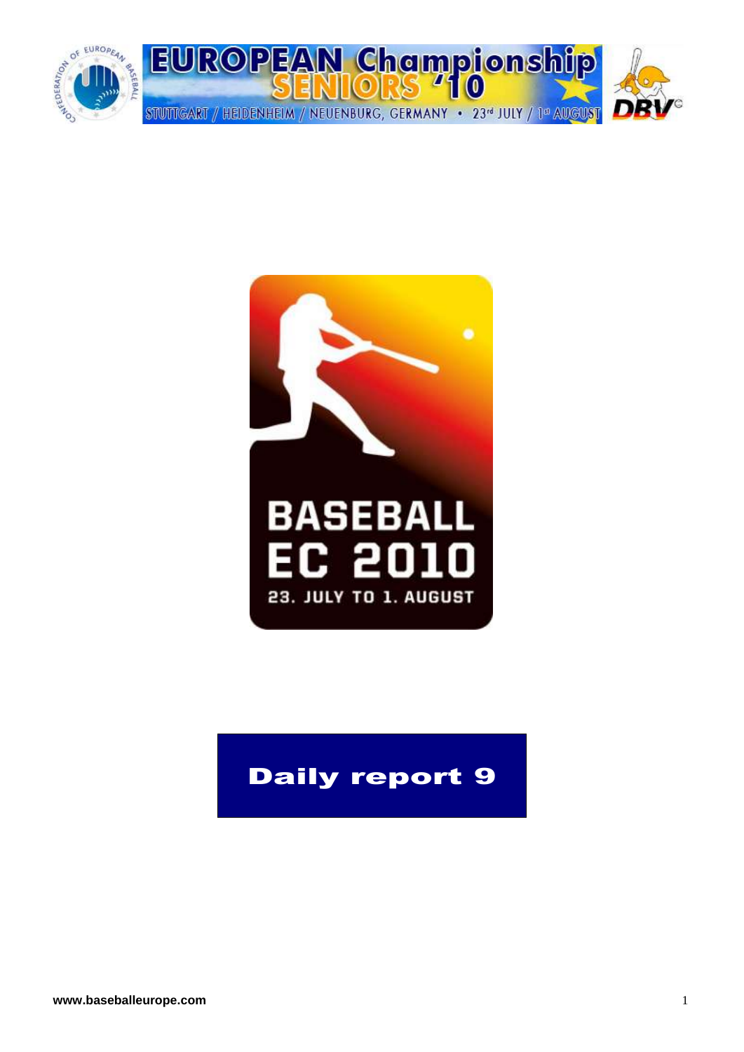# EUROPEAN Championship SENIORS '10

STUTTGART / HEIDENHEIM / NEUENBURG, GERMANY • 23rd JULY / 1st AUGUST

BASEBALL EC 2010

23. JULY TO 1. AUGUST

## Daily report 9

www.baseballeurope.com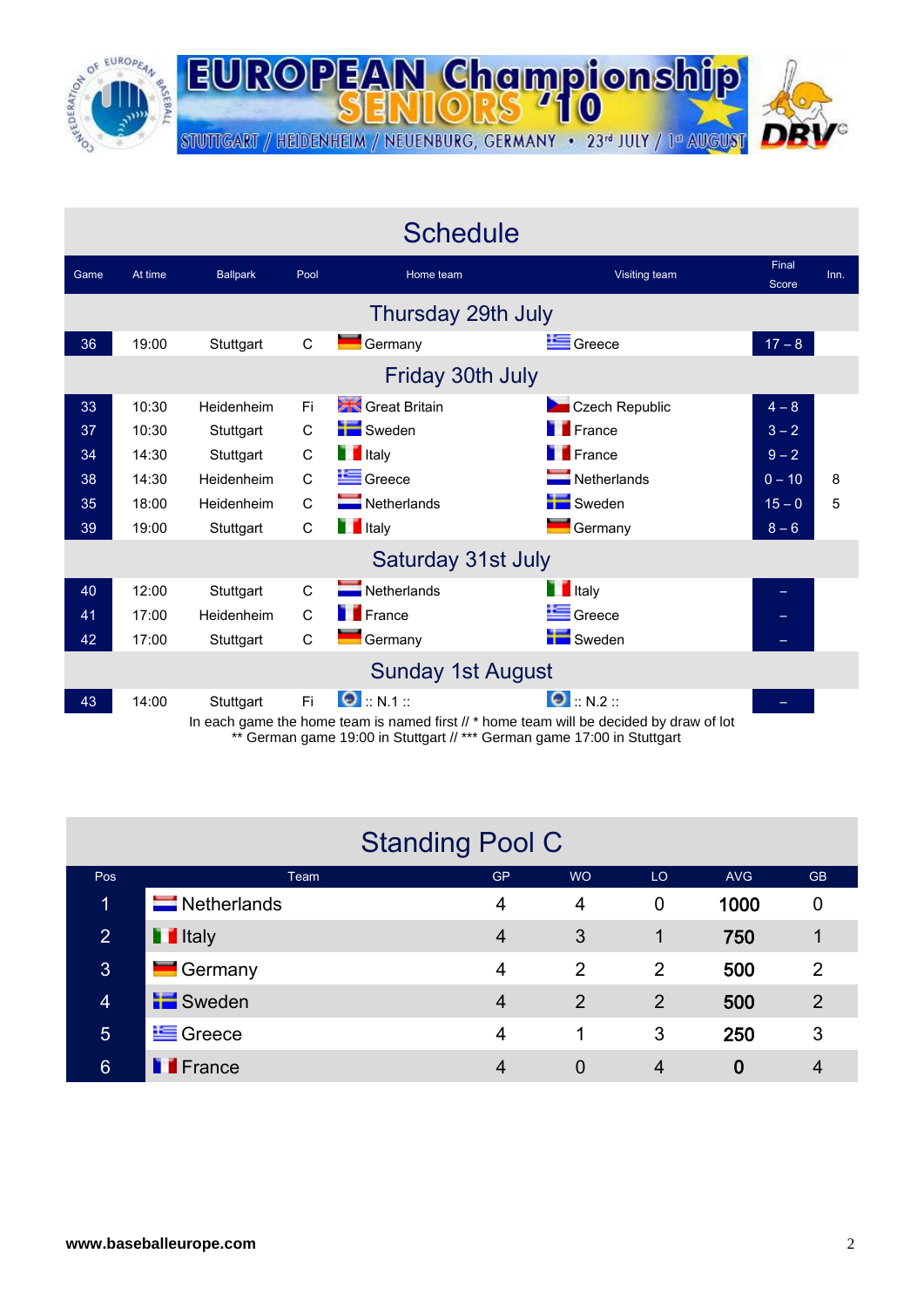# EUROPEAN Championship SENIORS '10

STUTTGART / HEIDENHEIM / NEUENBURG, GERMANY • 23rd JULY / 1st AUGUST

## Schedule

| Game | At time | Ballpark | Pool | Home team | Visiting team | Final Score | Inn. |
|---|---|---|---|---|---|---|---|
| **Thursday 29th July** | | | | | | | |
| 36 | 19:00 | Stuttgart | C | Germany | Greece | 17 – 8 | |
| **Friday 30th July** | | | | | | | |
| 33 | 10:30 | Heidenheim | Fi | Great Britain | Czech Republic | 4 – 8 | |
| 37 | 10:30 | Stuttgart | C | Sweden | France | 3 – 2 | |
| 34 | 14:30 | Stuttgart | C | Italy | France | 9 – 2 | |
| 38 | 14:30 | Heidenheim | C | Greece | Netherlands | 0 – 10 | 8 |
| 35 | 18:00 | Heidenheim | C | Netherlands | Sweden | 15 – 0 | 5 |
| 39 | 19:00 | Stuttgart | C | Italy | Germany | 8 – 6 | |
| **Saturday 31st July** | | | | | | | |
| 40 | 12:00 | Stuttgart | C | Netherlands | Italy | – | |
| 41 | 17:00 | Heidenheim | C | France | Greece | – | |
| 42 | 17:00 | Stuttgart | C | Germany | Sweden | – | |
| **Sunday 1st August** | | | | | | | |
| 43 | 14:00 | Stuttgart | Fi | :: N.1 :: | :: N.2 :: | – | |

In each game the home team is named first // * home team will be decided by draw of lot
** German game 19:00 in Stuttgart // *** German game 17:00 in Stuttgart

## Standing Pool C

| Pos | Team | GP | WO | LO | AVG | GB |
|---|---|---|---|---|---|---|
| 1 | Netherlands | 4 | 4 | 0 | **1000** | 0 |
| 2 | Italy | 4 | 3 | 1 | **750** | 1 |
| 3 | Germany | 4 | 2 | 2 | **500** | 2 |
| 4 | Sweden | 4 | 2 | 2 | **500** | 2 |
| 5 | Greece | 4 | 1 | 3 | **250** | 3 |
| 6 | France | 4 | 0 | 4 | **0** | 4 |

**www.baseballeurope.com**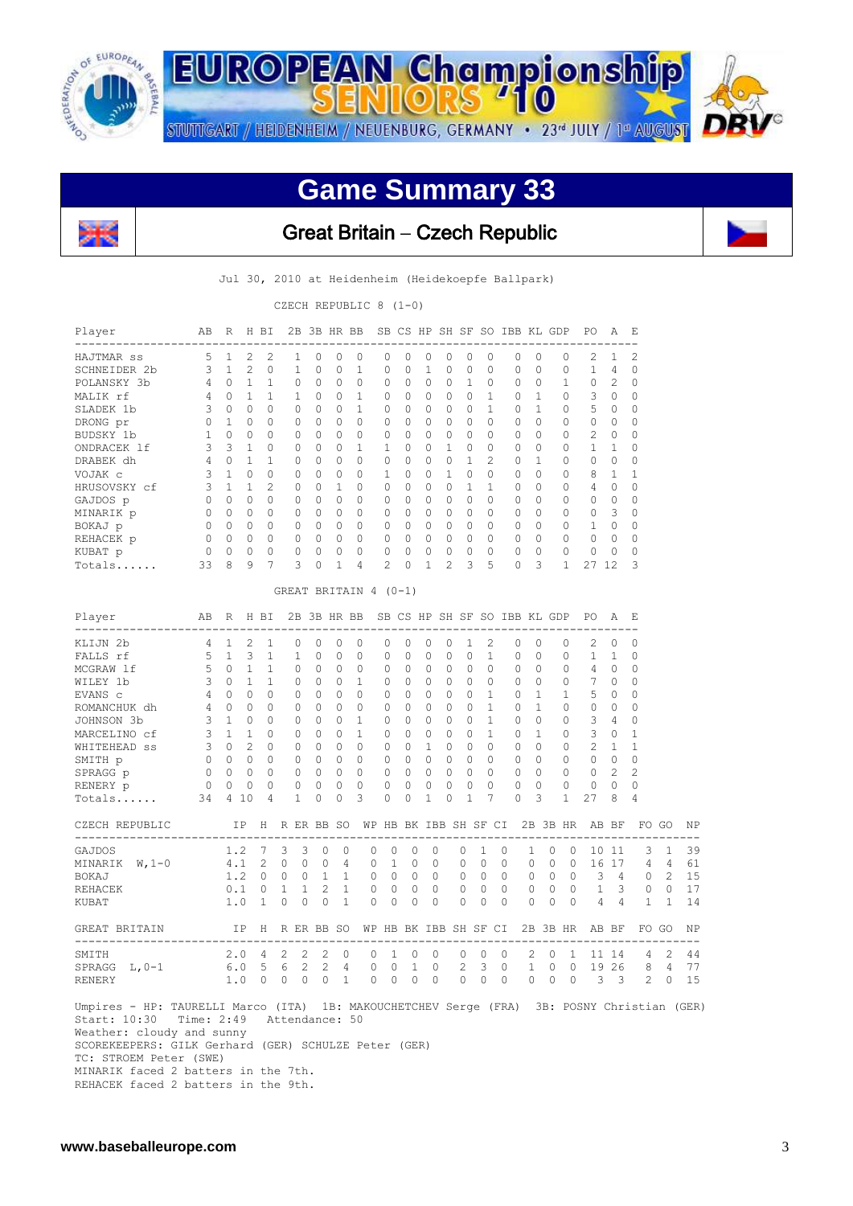# EUROPEAN Championship SENIORS '10

STUTTGART / HEIDENHEIM / NEUENBURG, GERMANY • 23rd JULY / 1st AUGUST

## Game Summary 33

### Great Britain – Czech Republic

Jul 30, 2010 at Heidenheim (Heidekoepfe Ballpark)

CZECH REPUBLIC 8 (1-0)

| Player | AB | R | H | BI | 2B | 3B | HR | BB | SB | CS | HP | SH | SF | SO | IBB | KL | GDP | PO | A | E |
|---|---|---|---|---|---|---|---|---|---|---|---|---|---|---|---|---|---|---|---|---|
| HAJTMAR ss | 5 | 1 | 2 | 2 | 1 | 0 | 0 | 0 | 0 | 0 | 0 | 0 | 0 | 0 | 0 | 0 | 0 | 2 | 1 | 2 |
| SCHNEIDER 2b | 3 | 1 | 2 | 0 | 1 | 0 | 0 | 1 | 0 | 0 | 1 | 0 | 0 | 0 | 0 | 0 | 0 | 1 | 4 | 0 |
| POLANSKY 3b | 4 | 0 | 1 | 1 | 0 | 0 | 0 | 0 | 0 | 0 | 0 | 0 | 1 | 0 | 0 | 0 | 1 | 0 | 2 | 0 |
| MALIK rf | 4 | 0 | 1 | 1 | 1 | 0 | 0 | 1 | 0 | 0 | 0 | 0 | 0 | 1 | 0 | 1 | 0 | 3 | 0 | 0 |
| SLADEK 1b | 3 | 0 | 0 | 0 | 0 | 0 | 0 | 1 | 0 | 0 | 0 | 0 | 0 | 1 | 0 | 1 | 0 | 5 | 0 | 0 |
| DRONG pr | 0 | 1 | 0 | 0 | 0 | 0 | 0 | 0 | 0 | 0 | 0 | 0 | 0 | 0 | 0 | 0 | 0 | 0 | 0 | 0 |
| BUDSKY 1b | 1 | 0 | 0 | 0 | 0 | 0 | 0 | 0 | 0 | 0 | 0 | 0 | 0 | 0 | 0 | 0 | 0 | 2 | 0 | 0 |
| ONDRACEK lf | 3 | 3 | 1 | 0 | 0 | 0 | 0 | 1 | 1 | 0 | 0 | 1 | 0 | 0 | 0 | 0 | 0 | 1 | 1 | 0 |
| DRABEK dh | 4 | 0 | 1 | 1 | 0 | 0 | 0 | 0 | 0 | 0 | 0 | 0 | 1 | 2 | 0 | 1 | 0 | 0 | 0 | 0 |
| VOJAK c | 3 | 1 | 0 | 0 | 0 | 0 | 0 | 0 | 1 | 0 | 0 | 1 | 0 | 0 | 0 | 0 | 0 | 8 | 1 | 1 |
| HRUSOVSKY cf | 3 | 1 | 1 | 2 | 0 | 0 | 1 | 0 | 0 | 0 | 0 | 0 | 1 | 1 | 0 | 0 | 0 | 4 | 0 | 0 |
| GAJDOS p | 0 | 0 | 0 | 0 | 0 | 0 | 0 | 0 | 0 | 0 | 0 | 0 | 0 | 0 | 0 | 0 | 0 | 0 | 0 | 0 |
| MINARIK p | 0 | 0 | 0 | 0 | 0 | 0 | 0 | 0 | 0 | 0 | 0 | 0 | 0 | 0 | 0 | 0 | 0 | 0 | 3 | 0 |
| BOKAJ p | 0 | 0 | 0 | 0 | 0 | 0 | 0 | 0 | 0 | 0 | 0 | 0 | 0 | 0 | 0 | 0 | 0 | 1 | 0 | 0 |
| REHACEK p | 0 | 0 | 0 | 0 | 0 | 0 | 0 | 0 | 0 | 0 | 0 | 0 | 0 | 0 | 0 | 0 | 0 | 0 | 0 | 0 |
| KUBAT p | 0 | 0 | 0 | 0 | 0 | 0 | 0 | 0 | 0 | 0 | 0 | 0 | 0 | 0 | 0 | 0 | 0 | 0 | 0 | 0 |
| Totals...... | 33 | 8 | 9 | 7 | 3 | 0 | 1 | 4 | 2 | 0 | 1 | 2 | 3 | 5 | 0 | 3 | 1 | 27 | 12 | 3 |

GREAT BRITAIN 4 (0-1)

| Player | AB | R | H | BI | 2B | 3B | HR | BB | SB | CS | HP | SH | SF | SO | IBB | KL | GDP | PO | A | E |
|---|---|---|---|---|---|---|---|---|---|---|---|---|---|---|---|---|---|---|---|---|
| KLIJN 2b | 4 | 1 | 2 | 1 | 0 | 0 | 0 | 0 | 0 | 0 | 0 | 0 | 1 | 2 | 0 | 0 | 0 | 2 | 0 | 0 |
| FALLS rf | 5 | 1 | 3 | 1 | 1 | 0 | 0 | 0 | 0 | 0 | 0 | 0 | 0 | 1 | 0 | 0 | 0 | 1 | 1 | 0 |
| MCGRAW lf | 5 | 0 | 1 | 1 | 0 | 0 | 0 | 0 | 0 | 0 | 0 | 0 | 0 | 0 | 0 | 0 | 0 | 4 | 0 | 0 |
| WILEY 1b | 3 | 0 | 1 | 1 | 0 | 0 | 0 | 1 | 0 | 0 | 0 | 0 | 0 | 0 | 0 | 0 | 0 | 7 | 0 | 0 |
| EVANS c | 4 | 0 | 0 | 0 | 0 | 0 | 0 | 0 | 0 | 0 | 0 | 0 | 0 | 1 | 0 | 1 | 1 | 5 | 0 | 0 |
| ROMANCHUK dh | 4 | 0 | 0 | 0 | 0 | 0 | 0 | 0 | 0 | 0 | 0 | 0 | 0 | 1 | 0 | 1 | 0 | 0 | 0 | 0 |
| JOHNSON 3b | 3 | 1 | 0 | 0 | 0 | 0 | 0 | 1 | 0 | 0 | 0 | 0 | 0 | 1 | 0 | 0 | 0 | 3 | 4 | 0 |
| MARCELINO cf | 3 | 1 | 1 | 0 | 0 | 0 | 0 | 1 | 0 | 0 | 0 | 0 | 0 | 1 | 0 | 1 | 0 | 3 | 0 | 1 |
| WHITEHEAD ss | 3 | 0 | 2 | 0 | 0 | 0 | 0 | 0 | 0 | 0 | 1 | 0 | 0 | 0 | 0 | 0 | 0 | 2 | 1 | 1 |
| SMITH p | 0 | 0 | 0 | 0 | 0 | 0 | 0 | 0 | 0 | 0 | 0 | 0 | 0 | 0 | 0 | 0 | 0 | 0 | 0 | 0 |
| SPRAGG p | 0 | 0 | 0 | 0 | 0 | 0 | 0 | 0 | 0 | 0 | 0 | 0 | 0 | 0 | 0 | 0 | 0 | 0 | 2 | 2 |
| RENERY p | 0 | 0 | 0 | 0 | 0 | 0 | 0 | 0 | 0 | 0 | 0 | 0 | 0 | 0 | 0 | 0 | 0 | 0 | 0 | 0 |
| Totals...... | 34 | 4 | 10 | 4 | 1 | 0 | 0 | 3 | 0 | 0 | 1 | 0 | 1 | 7 | 0 | 3 | 1 | 27 | 8 | 4 |

| CZECH REPUBLIC | IP | H | R | ER | BB | SO | WP | HB | BK | IBB | SH | SF | CI | 2B | 3B | HR | AB | BF | FO | GO | NP |
|---|---|---|---|---|---|---|---|---|---|---|---|---|---|---|---|---|---|---|---|---|---|
| GAJDOS | 1.2 | 7 | 3 | 3 | 0 | 0 | 0 | 0 | 0 | 0 | 0 | 1 | 0 | 1 | 0 | 0 | 10 | 11 | 3 | 1 | 39 |
| MINARIK W,1-0 | 4.1 | 2 | 0 | 0 | 0 | 4 | 0 | 1 | 0 | 0 | 0 | 0 | 0 | 0 | 0 | 0 | 16 | 17 | 4 | 4 | 61 |
| BOKAJ | 1.2 | 0 | 0 | 0 | 1 | 1 | 0 | 0 | 0 | 0 | 0 | 0 | 0 | 0 | 0 | 0 | 3 | 4 | 0 | 2 | 15 |
| REHACEK | 0.1 | 0 | 1 | 1 | 2 | 1 | 0 | 0 | 0 | 0 | 0 | 0 | 0 | 0 | 0 | 0 | 1 | 3 | 0 | 0 | 17 |
| KUBAT | 1.0 | 1 | 0 | 0 | 0 | 1 | 0 | 0 | 0 | 0 | 0 | 0 | 0 | 0 | 0 | 0 | 4 | 4 | 1 | 1 | 14 |

| GREAT BRITAIN | IP | H | R | ER | BB | SO | WP | HB | BK | IBB | SH | SF | CI | 2B | 3B | HR | AB | BF | FO | GO | NP |
|---|---|---|---|---|---|---|---|---|---|---|---|---|---|---|---|---|---|---|---|---|---|
| SMITH | 2.0 | 4 | 2 | 2 | 2 | 0 | 0 | 1 | 0 | 0 | 0 | 0 | 0 | 2 | 0 | 1 | 11 | 14 | 4 | 2 | 44 |
| SPRAGG L,0-1 | 6.0 | 5 | 6 | 2 | 2 | 4 | 0 | 0 | 1 | 0 | 2 | 3 | 0 | 1 | 0 | 0 | 19 | 26 | 8 | 4 | 77 |
| RENERY | 1.0 | 0 | 0 | 0 | 0 | 1 | 0 | 0 | 0 | 0 | 0 | 0 | 0 | 0 | 0 | 0 | 3 | 3 | 2 | 0 | 15 |

Umpires - HP: TAURELLI Marco (ITA) 1B: MAKOUCHETCHEV Serge (FRA) 3B: POSNY Christian (GER)
Start: 10:30 Time: 2:49 Attendance: 50
Weather: cloudy and sunny
SCOREKEEPERS: GILK Gerhard (GER) SCHULZE Peter (GER)
TC: STROEM Peter (SWE)
MINARIK faced 2 batters in the 7th.
REHACEK faced 2 batters in the 9th.

www.baseballeurope.com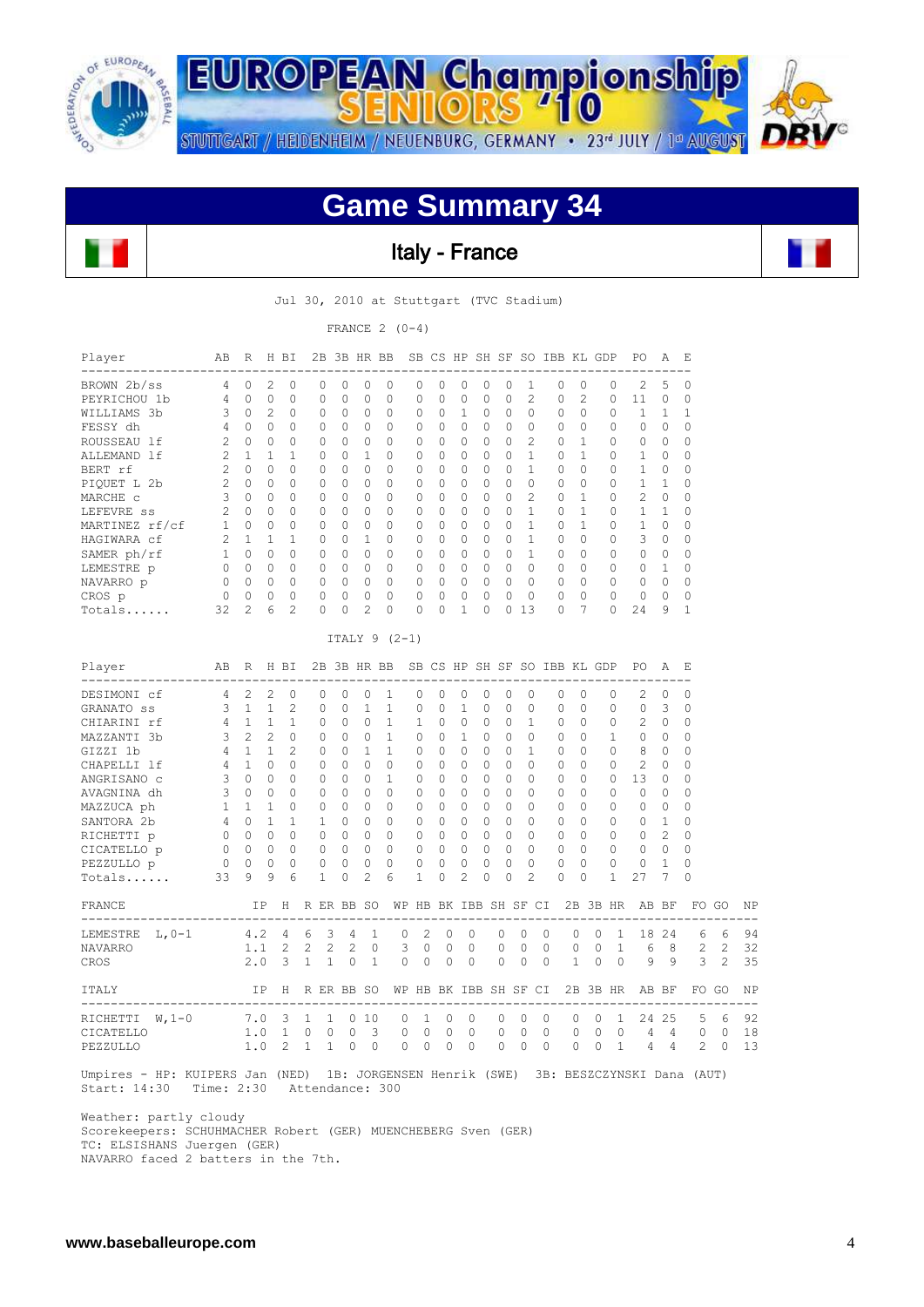# Game Summary 34

## Italy - France

Jul 30, 2010 at Stuttgart (TVC Stadium)

FRANCE 2 (0-4)

| Player | AB | R | H | BI | 2B | 3B | HR | BB | SB | CS | HP | SH | SF | SO | IBB | KL | GDP | PO | A | E |
|---|---|---|---|---|---|---|---|---|---|---|---|---|---|---|---|---|---|---|---|---|
| BROWN 2b/ss | 4 | 0 | 2 | 0 | 0 | 0 | 0 | 0 | 0 | 0 | 0 | 0 | 0 | 1 | 0 | 0 | 0 | 2 | 5 | 0 |
| PEYRICHOU 1b | 4 | 0 | 0 | 0 | 0 | 0 | 0 | 0 | 0 | 0 | 0 | 0 | 0 | 2 | 0 | 2 | 0 | 11 | 0 | 0 |
| WILLIAMS 3b | 3 | 0 | 2 | 0 | 0 | 0 | 0 | 0 | 0 | 0 | 1 | 0 | 0 | 0 | 0 | 0 | 0 | 1 | 1 | 1 |
| FESSY dh | 4 | 0 | 0 | 0 | 0 | 0 | 0 | 0 | 0 | 0 | 0 | 0 | 0 | 0 | 0 | 0 | 0 | 0 | 0 | 0 |
| ROUSSEAU lf | 2 | 0 | 0 | 0 | 0 | 0 | 0 | 0 | 0 | 0 | 0 | 0 | 0 | 2 | 0 | 1 | 0 | 0 | 0 | 0 |
| ALLEMAND lf | 2 | 1 | 1 | 1 | 0 | 0 | 1 | 0 | 0 | 0 | 0 | 0 | 0 | 1 | 0 | 1 | 0 | 1 | 0 | 0 |
| BERT rf | 2 | 0 | 0 | 0 | 0 | 0 | 0 | 0 | 0 | 0 | 0 | 0 | 0 | 1 | 0 | 0 | 0 | 1 | 0 | 0 |
| PIQUET L 2b | 2 | 0 | 0 | 0 | 0 | 0 | 0 | 0 | 0 | 0 | 0 | 0 | 0 | 0 | 0 | 0 | 0 | 1 | 1 | 0 |
| MARCHE c | 3 | 0 | 0 | 0 | 0 | 0 | 0 | 0 | 0 | 0 | 0 | 0 | 0 | 2 | 0 | 1 | 0 | 2 | 0 | 0 |
| LEFEVRE ss | 2 | 0 | 0 | 0 | 0 | 0 | 0 | 0 | 0 | 0 | 0 | 0 | 0 | 1 | 0 | 1 | 0 | 1 | 1 | 0 |
| MARTINEZ rf/cf | 1 | 0 | 0 | 0 | 0 | 0 | 0 | 0 | 0 | 0 | 0 | 0 | 0 | 1 | 0 | 1 | 0 | 1 | 0 | 0 |
| HAGIWARA cf | 2 | 1 | 1 | 1 | 0 | 0 | 1 | 0 | 0 | 0 | 0 | 0 | 0 | 1 | 0 | 0 | 0 | 3 | 0 | 0 |
| SAMER ph/rf | 1 | 0 | 0 | 0 | 0 | 0 | 0 | 0 | 0 | 0 | 0 | 0 | 0 | 1 | 0 | 0 | 0 | 0 | 0 | 0 |
| LEMESTRE p | 0 | 0 | 0 | 0 | 0 | 0 | 0 | 0 | 0 | 0 | 0 | 0 | 0 | 0 | 0 | 0 | 0 | 0 | 1 | 0 |
| NAVARRO p | 0 | 0 | 0 | 0 | 0 | 0 | 0 | 0 | 0 | 0 | 0 | 0 | 0 | 0 | 0 | 0 | 0 | 0 | 0 | 0 |
| CROS p | 0 | 0 | 0 | 0 | 0 | 0 | 0 | 0 | 0 | 0 | 0 | 0 | 0 | 0 | 0 | 0 | 0 | 0 | 0 | 0 |
| Totals...... | 32 | 2 | 6 | 2 | 0 | 0 | 2 | 0 | 0 | 0 | 1 | 0 | 0 | 13 | 0 | 7 | 0 | 24 | 9 | 1 |

ITALY 9 (2-1)

| Player | AB | R | H | BI | 2B | 3B | HR | BB | SB | CS | HP | SH | SF | SO | IBB | KL | GDP | PO | A | E |
|---|---|---|---|---|---|---|---|---|---|---|---|---|---|---|---|---|---|---|---|---|
| DESIMONI cf | 4 | 2 | 2 | 0 | 0 | 0 | 0 | 1 | 0 | 0 | 0 | 0 | 0 | 0 | 0 | 0 | 0 | 2 | 0 | 0 |
| GRANATO ss | 3 | 1 | 1 | 2 | 0 | 0 | 1 | 1 | 0 | 0 | 1 | 0 | 0 | 0 | 0 | 0 | 0 | 0 | 3 | 0 |
| CHIARINI rf | 4 | 1 | 1 | 1 | 0 | 0 | 0 | 1 | 1 | 0 | 0 | 0 | 0 | 1 | 0 | 0 | 0 | 2 | 0 | 0 |
| MAZZANTI 3b | 3 | 2 | 2 | 0 | 0 | 0 | 0 | 1 | 0 | 0 | 1 | 0 | 0 | 0 | 0 | 0 | 1 | 0 | 0 | 0 |
| GIZZI 1b | 4 | 1 | 1 | 2 | 0 | 0 | 1 | 1 | 0 | 0 | 0 | 0 | 0 | 1 | 0 | 0 | 0 | 8 | 0 | 0 |
| CHAPELLI lf | 4 | 1 | 0 | 0 | 0 | 0 | 0 | 0 | 0 | 0 | 0 | 0 | 0 | 0 | 0 | 0 | 0 | 2 | 0 | 0 |
| ANGRISANO c | 3 | 0 | 0 | 0 | 0 | 0 | 0 | 1 | 0 | 0 | 0 | 0 | 0 | 0 | 0 | 0 | 0 | 13 | 0 | 0 |
| AVAGNINA dh | 3 | 0 | 0 | 0 | 0 | 0 | 0 | 0 | 0 | 0 | 0 | 0 | 0 | 0 | 0 | 0 | 0 | 0 | 0 | 0 |
| MAZZUCA ph | 1 | 1 | 1 | 0 | 0 | 0 | 0 | 0 | 0 | 0 | 0 | 0 | 0 | 0 | 0 | 0 | 0 | 0 | 0 | 0 |
| SANTORA 2b | 4 | 0 | 1 | 1 | 1 | 0 | 0 | 0 | 0 | 0 | 0 | 0 | 0 | 0 | 0 | 0 | 0 | 0 | 1 | 0 |
| RICHETTI p | 0 | 0 | 0 | 0 | 0 | 0 | 0 | 0 | 0 | 0 | 0 | 0 | 0 | 0 | 0 | 0 | 0 | 0 | 2 | 0 |
| CICATELLO p | 0 | 0 | 0 | 0 | 0 | 0 | 0 | 0 | 0 | 0 | 0 | 0 | 0 | 0 | 0 | 0 | 0 | 0 | 0 | 0 |
| PEZZULLO p | 0 | 0 | 0 | 0 | 0 | 0 | 0 | 0 | 0 | 0 | 0 | 0 | 0 | 0 | 0 | 0 | 0 | 0 | 1 | 0 |
| Totals...... | 33 | 9 | 9 | 6 | 1 | 0 | 2 | 6 | 1 | 0 | 2 | 0 | 0 | 2 | 0 | 0 | 1 | 27 | 7 | 0 |

| FRANCE | IP | H | R | ER | BB | SO | WP | HB | BK | IBB | SH | SF | CI | 2B | 3B | HR | AB | BF | FO | GO | NP |
|---|---|---|---|---|---|---|---|---|---|---|---|---|---|---|---|---|---|---|---|---|---|
| LEMESTRE L,0-1 | 4.2 | 4 | 6 | 3 | 4 | 1 | 0 | 2 | 0 | 0 | 0 | 0 | 0 | 0 | 0 | 1 | 18 | 24 | 6 | 6 | 94 |
| NAVARRO | 1.1 | 2 | 2 | 2 | 2 | 0 | 3 | 0 | 0 | 0 | 0 | 0 | 0 | 0 | 0 | 1 | 6 | 8 | 2 | 2 | 32 |
| CROS | 2.0 | 3 | 1 | 1 | 0 | 1 | 0 | 0 | 0 | 0 | 0 | 0 | 0 | 1 | 0 | 0 | 9 | 9 | 3 | 2 | 35 |

| ITALY | IP | H | R | ER | BB | SO | WP | HB | BK | IBB | SH | SF | CI | 2B | 3B | HR | AB | BF | FO | GO | NP |
|---|---|---|---|---|---|---|---|---|---|---|---|---|---|---|---|---|---|---|---|---|---|
| RICHETTI W,1-0 | 7.0 | 3 | 1 | 1 | 0 | 10 | 0 | 1 | 0 | 0 | 0 | 0 | 0 | 0 | 0 | 1 | 24 | 25 | 5 | 6 | 92 |
| CICATELLO | 1.0 | 1 | 0 | 0 | 0 | 3 | 0 | 0 | 0 | 0 | 0 | 0 | 0 | 0 | 0 | 0 | 4 | 4 | 0 | 0 | 18 |
| PEZZULLO | 1.0 | 2 | 1 | 1 | 0 | 0 | 0 | 0 | 0 | 0 | 0 | 0 | 0 | 0 | 0 | 1 | 4 | 4 | 2 | 0 | 13 |

Umpires - HP: KUIPERS Jan (NED) 1B: JORGENSEN Henrik (SWE) 3B: BESZCZYNSKI Dana (AUT)
Start: 14:30 Time: 2:30 Attendance: 300

Weather: partly cloudy
Scorekeepers: SCHUHMACHER Robert (GER) MUENCHEBERG Sven (GER)
TC: ELSISHANS Juergen (GER)
NAVARRO faced 2 batters in the 7th.

www.baseballeurope.com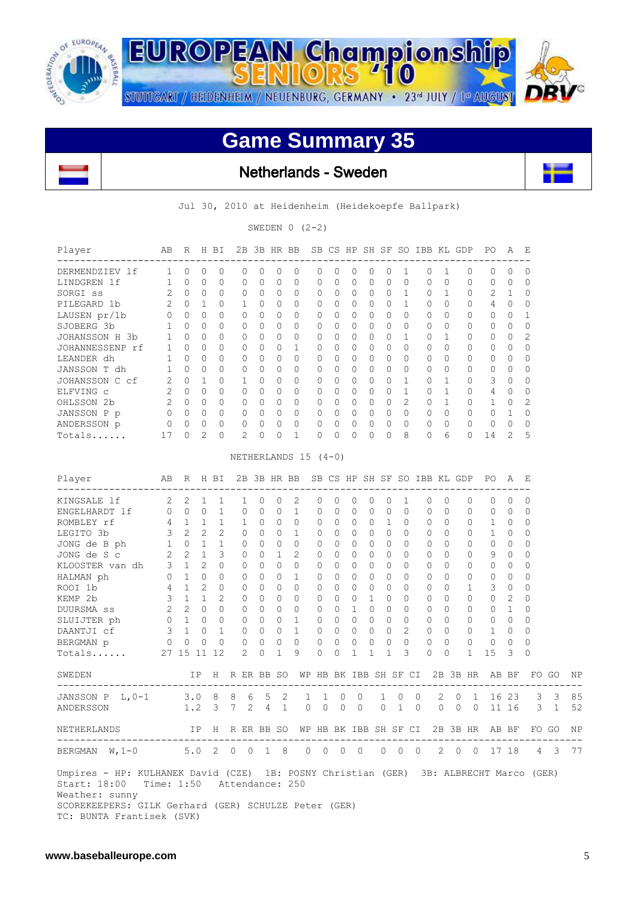# EUROPEAN Championship SENIORS '10

STUTTGART / HEIDENHEIM / NEUENBURG, GERMANY • 23rd JULY / 1st AUGUST

## Game Summary 35

### Netherlands - Sweden

Jul 30, 2010 at Heidenheim (Heidekoepfe Ballpark)

SWEDEN 0 (2-2)

| Player | AB | R | H | BI | 2B | 3B | HR | BB | SB | CS | HP | SH | SF | SO | IBB | KL | GDP | PO | A | E |
|---|---|---|---|---|---|---|---|---|---|---|---|---|---|---|---|---|---|---|---|---|
| DERMENDZIEV lf | 1 | 0 | 0 | 0 | 0 | 0 | 0 | 0 | 0 | 0 | 0 | 0 | 0 | 1 | 0 | 1 | 0 | 0 | 0 | 0 |
| LINDGREN lf | 1 | 0 | 0 | 0 | 0 | 0 | 0 | 0 | 0 | 0 | 0 | 0 | 0 | 0 | 0 | 0 | 0 | 0 | 0 | 0 |
| SORGI ss | 2 | 0 | 0 | 0 | 0 | 0 | 0 | 0 | 0 | 0 | 0 | 0 | 0 | 1 | 0 | 1 | 0 | 2 | 1 | 0 |
| PILEGARD 1b | 2 | 0 | 1 | 0 | 1 | 0 | 0 | 0 | 0 | 0 | 0 | 0 | 0 | 1 | 0 | 0 | 0 | 4 | 0 | 0 |
| LAUSEN pr/1b | 0 | 0 | 0 | 0 | 0 | 0 | 0 | 0 | 0 | 0 | 0 | 0 | 0 | 0 | 0 | 0 | 0 | 0 | 0 | 1 |
| SJOBERG 3b | 1 | 0 | 0 | 0 | 0 | 0 | 0 | 0 | 0 | 0 | 0 | 0 | 0 | 0 | 0 | 0 | 0 | 0 | 0 | 0 |
| JOHANSSON H 3b | 1 | 0 | 0 | 0 | 0 | 0 | 0 | 0 | 0 | 0 | 0 | 0 | 0 | 1 | 0 | 1 | 0 | 0 | 0 | 2 |
| JOHANNESSENP rf | 1 | 0 | 0 | 0 | 0 | 0 | 0 | 1 | 0 | 0 | 0 | 0 | 0 | 0 | 0 | 0 | 0 | 0 | 0 | 0 |
| LEANDER dh | 1 | 0 | 0 | 0 | 0 | 0 | 0 | 0 | 0 | 0 | 0 | 0 | 0 | 0 | 0 | 0 | 0 | 0 | 0 | 0 |
| JANSSON T dh | 1 | 0 | 0 | 0 | 0 | 0 | 0 | 0 | 0 | 0 | 0 | 0 | 0 | 0 | 0 | 0 | 0 | 0 | 0 | 0 |
| JOHANSSON C cf | 2 | 0 | 1 | 0 | 1 | 0 | 0 | 0 | 0 | 0 | 0 | 0 | 0 | 1 | 0 | 1 | 0 | 3 | 0 | 0 |
| ELFVING c | 2 | 0 | 0 | 0 | 0 | 0 | 0 | 0 | 0 | 0 | 0 | 0 | 0 | 1 | 0 | 1 | 0 | 4 | 0 | 0 |
| OHLSSON 2b | 2 | 0 | 0 | 0 | 0 | 0 | 0 | 0 | 0 | 0 | 0 | 0 | 0 | 2 | 0 | 1 | 0 | 1 | 0 | 2 |
| JANSSON P p | 0 | 0 | 0 | 0 | 0 | 0 | 0 | 0 | 0 | 0 | 0 | 0 | 0 | 0 | 0 | 0 | 0 | 0 | 1 | 0 |
| ANDERSSON p | 0 | 0 | 0 | 0 | 0 | 0 | 0 | 0 | 0 | 0 | 0 | 0 | 0 | 0 | 0 | 0 | 0 | 0 | 0 | 0 |
| Totals...... | 17 | 0 | 2 | 0 | 2 | 0 | 0 | 1 | 0 | 0 | 0 | 0 | 0 | 8 | 0 | 6 | 0 | 14 | 2 | 5 |

NETHERLANDS 15 (4-0)

| Player | AB | R | H | BI | 2B | 3B | HR | BB | SB | CS | HP | SH | SF | SO | IBB | KL | GDP | PO | A | E |
|---|---|---|---|---|---|---|---|---|---|---|---|---|---|---|---|---|---|---|---|---|
| KINGSALE lf | 2 | 2 | 1 | 1 | 1 | 0 | 0 | 2 | 0 | 0 | 0 | 0 | 0 | 1 | 0 | 0 | 0 | 0 | 0 | 0 |
| ENGELHARDT lf | 0 | 0 | 0 | 1 | 0 | 0 | 0 | 1 | 0 | 0 | 0 | 0 | 0 | 0 | 0 | 0 | 0 | 0 | 0 | 0 |
| ROMBLEY rf | 4 | 1 | 1 | 1 | 1 | 0 | 0 | 0 | 0 | 0 | 0 | 0 | 1 | 0 | 0 | 0 | 0 | 1 | 0 | 0 |
| LEGITO 3b | 3 | 2 | 2 | 2 | 0 | 0 | 0 | 1 | 0 | 0 | 0 | 0 | 0 | 0 | 0 | 0 | 0 | 1 | 0 | 0 |
| JONG de B ph | 1 | 0 | 1 | 1 | 0 | 0 | 0 | 0 | 0 | 0 | 0 | 0 | 0 | 0 | 0 | 0 | 0 | 0 | 0 | 0 |
| JONG de S c | 2 | 2 | 1 | 3 | 0 | 0 | 1 | 2 | 0 | 0 | 0 | 0 | 0 | 0 | 0 | 0 | 0 | 9 | 0 | 0 |
| KLOOSTER van dh | 3 | 1 | 2 | 0 | 0 | 0 | 0 | 0 | 0 | 0 | 0 | 0 | 0 | 0 | 0 | 0 | 0 | 0 | 0 | 0 |
| HALMAN ph | 0 | 1 | 0 | 0 | 0 | 0 | 0 | 1 | 0 | 0 | 0 | 0 | 0 | 0 | 0 | 0 | 0 | 0 | 0 | 0 |
| ROOI 1b | 4 | 1 | 2 | 0 | 0 | 0 | 0 | 0 | 0 | 0 | 0 | 0 | 0 | 0 | 0 | 0 | 1 | 3 | 0 | 0 |
| KEMP 2b | 3 | 1 | 1 | 2 | 0 | 0 | 0 | 0 | 0 | 0 | 0 | 1 | 0 | 0 | 0 | 0 | 0 | 0 | 2 | 0 |
| DUURSMA ss | 2 | 2 | 0 | 0 | 0 | 0 | 0 | 0 | 0 | 0 | 1 | 0 | 0 | 0 | 0 | 0 | 0 | 0 | 1 | 0 |
| SLUIJTER ph | 0 | 1 | 0 | 0 | 0 | 0 | 0 | 1 | 0 | 0 | 0 | 0 | 0 | 0 | 0 | 0 | 0 | 0 | 0 | 0 |
| DAANTJI cf | 3 | 1 | 0 | 1 | 0 | 0 | 0 | 1 | 0 | 0 | 0 | 0 | 0 | 2 | 0 | 0 | 0 | 1 | 0 | 0 |
| BERGMAN p | 0 | 0 | 0 | 0 | 0 | 0 | 0 | 0 | 0 | 0 | 0 | 0 | 0 | 0 | 0 | 0 | 0 | 0 | 0 | 0 |
| Totals...... | 27 | 15 | 11 | 12 | 2 | 0 | 1 | 9 | 0 | 0 | 1 | 1 | 1 | 3 | 0 | 0 | 1 | 15 | 3 | 0 |

| SWEDEN | IP | H | R | ER | BB | SO | WP | HB | BK | IBB | SH | SF | CI | 2B | 3B | HR | AB | BF | FO | GO | NP |
|---|---|---|---|---|---|---|---|---|---|---|---|---|---|---|---|---|---|---|---|---|---|
| JANSSON P L,0-1 | 3.0 | 8 | 8 | 6 | 5 | 2 | 1 | 1 | 0 | 0 | 1 | 0 | 0 | 2 | 0 | 1 | 16 | 23 | 3 | 3 | 85 |
| ANDERSSON | 1.2 | 3 | 7 | 2 | 4 | 1 | 0 | 0 | 0 | 0 | 0 | 1 | 0 | 0 | 0 | 0 | 11 | 16 | 3 | 1 | 52 |

| NETHERLANDS | IP | H | R | ER | BB | SO | WP | HB | BK | IBB | SH | SF | CI | 2B | 3B | HR | AB | BF | FO | GO | NP |
|---|---|---|---|---|---|---|---|---|---|---|---|---|---|---|---|---|---|---|---|---|---|
| BERGMAN W,1-0 | 5.0 | 2 | 0 | 0 | 1 | 8 | 0 | 0 | 0 | 0 | 0 | 0 | 0 | 2 | 0 | 0 | 17 | 18 | 4 | 3 | 77 |

Umpires - HP: KULHANEK David (CZE) 1B: POSNY Christian (GER) 3B: ALBRECHT Marco (GER)
Start: 18:00 Time: 1:50 Attendance: 250
Weather: sunny
SCOREKEEPERS: GILK Gerhard (GER) SCHULZE Peter (GER)
TC: BUNTA Frantisek (SVK)

www.baseballeurope.com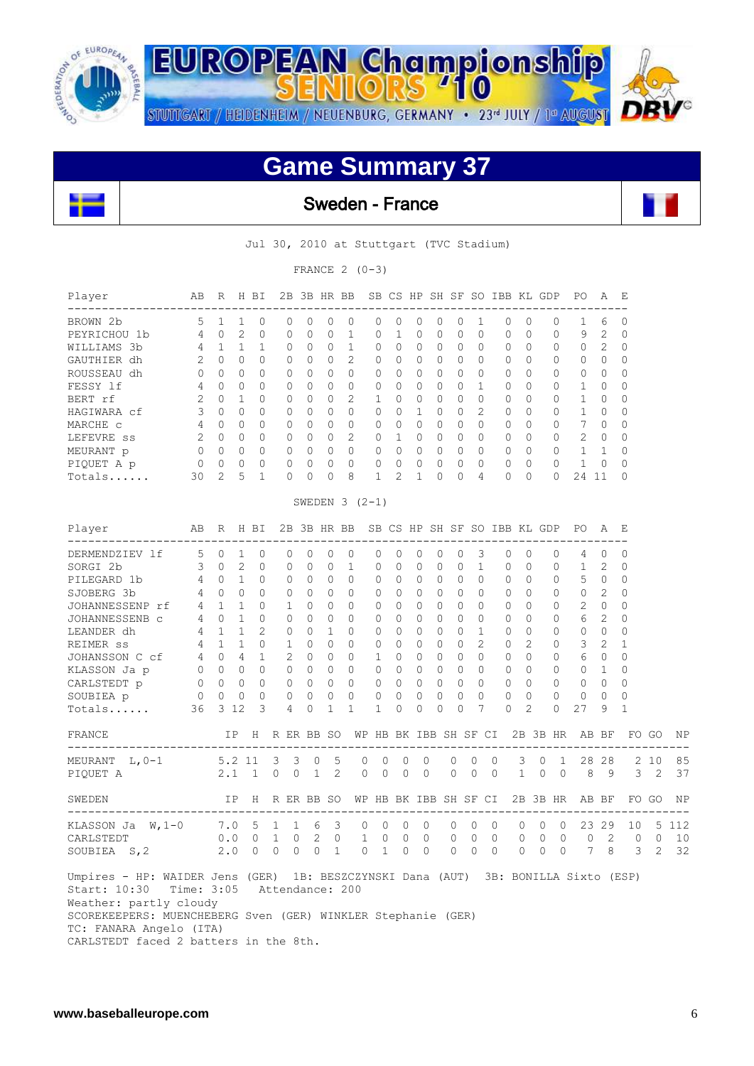# EUROPEAN Championship SENIORS '10

STUTTGART / HEIDENHEIM / NEUENBURG, GERMANY • 23rd JULY / 1st AUGUST

## Game Summary 37

### Sweden - France

Jul 30, 2010 at Stuttgart (TVC Stadium)

FRANCE 2 (0-3)

| Player | AB | R | H | BI | 2B | 3B | HR | BB | SB | CS | HP | SH | SF | SO | IBB | KL | GDP | PO | A | E |
|---|---|---|---|---|---|---|---|---|---|---|---|---|---|---|---|---|---|---|---|---|
| BROWN 2b | 5 | 1 | 1 | 0 | 0 | 0 | 0 | 0 | 0 | 0 | 0 | 0 | 0 | 1 | 0 | 0 | 0 | 1 | 6 | 0 |
| PEYRICHOU 1b | 4 | 0 | 2 | 0 | 0 | 0 | 0 | 1 | 0 | 1 | 0 | 0 | 0 | 0 | 0 | 0 | 0 | 9 | 2 | 0 |
| WILLIAMS 3b | 4 | 1 | 1 | 1 | 0 | 0 | 0 | 1 | 0 | 0 | 0 | 0 | 0 | 0 | 0 | 0 | 0 | 0 | 2 | 0 |
| GAUTHIER dh | 2 | 0 | 0 | 0 | 0 | 0 | 0 | 2 | 0 | 0 | 0 | 0 | 0 | 0 | 0 | 0 | 0 | 0 | 0 | 0 |
| ROUSSEAU dh | 0 | 0 | 0 | 0 | 0 | 0 | 0 | 0 | 0 | 0 | 0 | 0 | 0 | 0 | 0 | 0 | 0 | 0 | 0 | 0 |
| FESSY lf | 4 | 0 | 0 | 0 | 0 | 0 | 0 | 0 | 0 | 0 | 0 | 0 | 0 | 1 | 0 | 0 | 0 | 1 | 0 | 0 |
| BERT rf | 2 | 0 | 1 | 0 | 0 | 0 | 0 | 2 | 1 | 0 | 0 | 0 | 0 | 0 | 0 | 0 | 0 | 1 | 0 | 0 |
| HAGIWARA cf | 3 | 0 | 0 | 0 | 0 | 0 | 0 | 0 | 0 | 0 | 1 | 0 | 0 | 2 | 0 | 0 | 0 | 1 | 0 | 0 |
| MARCHE c | 4 | 0 | 0 | 0 | 0 | 0 | 0 | 0 | 0 | 0 | 0 | 0 | 0 | 0 | 0 | 0 | 0 | 7 | 0 | 0 |
| LEFEVRE ss | 2 | 0 | 0 | 0 | 0 | 0 | 0 | 2 | 0 | 1 | 0 | 0 | 0 | 0 | 0 | 0 | 0 | 2 | 0 | 0 |
| MEURANT p | 0 | 0 | 0 | 0 | 0 | 0 | 0 | 0 | 0 | 0 | 0 | 0 | 0 | 0 | 0 | 0 | 0 | 1 | 1 | 0 |
| PIQUET A p | 0 | 0 | 0 | 0 | 0 | 0 | 0 | 0 | 0 | 0 | 0 | 0 | 0 | 0 | 0 | 0 | 0 | 1 | 0 | 0 |
| Totals...... | 30 | 2 | 5 | 1 | 0 | 0 | 0 | 8 | 1 | 2 | 1 | 0 | 0 | 4 | 0 | 0 | 0 | 24 | 11 | 0 |

SWEDEN 3 (2-1)

| Player | AB | R | H | BI | 2B | 3B | HR | BB | SB | CS | HP | SH | SF | SO | IBB | KL | GDP | PO | A | E |
|---|---|---|---|---|---|---|---|---|---|---|---|---|---|---|---|---|---|---|---|---|
| DERMENDZIEV lf | 5 | 0 | 1 | 0 | 0 | 0 | 0 | 0 | 0 | 0 | 0 | 0 | 0 | 3 | 0 | 0 | 0 | 4 | 0 | 0 |
| SORGI 2b | 3 | 0 | 2 | 0 | 0 | 0 | 0 | 1 | 0 | 0 | 0 | 0 | 0 | 1 | 0 | 0 | 0 | 1 | 2 | 0 |
| PILEGARD 1b | 4 | 0 | 1 | 0 | 0 | 0 | 0 | 0 | 0 | 0 | 0 | 0 | 0 | 0 | 0 | 0 | 0 | 5 | 0 | 0 |
| SJOBERG 3b | 4 | 0 | 0 | 0 | 0 | 0 | 0 | 0 | 0 | 0 | 0 | 0 | 0 | 0 | 0 | 0 | 0 | 0 | 2 | 0 |
| JOHANNESSENP rf | 4 | 1 | 1 | 0 | 1 | 0 | 0 | 0 | 0 | 0 | 0 | 0 | 0 | 0 | 0 | 0 | 0 | 2 | 0 | 0 |
| JOHANNESSENB c | 4 | 0 | 1 | 0 | 0 | 0 | 0 | 0 | 0 | 0 | 0 | 0 | 0 | 0 | 0 | 0 | 0 | 6 | 2 | 0 |
| LEANDER dh | 4 | 1 | 1 | 2 | 0 | 0 | 1 | 0 | 0 | 0 | 0 | 0 | 0 | 1 | 0 | 0 | 0 | 0 | 0 | 0 |
| REIMER ss | 4 | 1 | 1 | 0 | 1 | 0 | 0 | 0 | 0 | 0 | 0 | 0 | 0 | 2 | 0 | 2 | 0 | 3 | 2 | 1 |
| JOHANSSON C cf | 4 | 0 | 4 | 1 | 2 | 0 | 0 | 0 | 1 | 0 | 0 | 0 | 0 | 0 | 0 | 0 | 0 | 6 | 0 | 0 |
| KLASSON Ja p | 0 | 0 | 0 | 0 | 0 | 0 | 0 | 0 | 0 | 0 | 0 | 0 | 0 | 0 | 0 | 0 | 0 | 0 | 1 | 0 |
| CARLSTEDT p | 0 | 0 | 0 | 0 | 0 | 0 | 0 | 0 | 0 | 0 | 0 | 0 | 0 | 0 | 0 | 0 | 0 | 0 | 0 | 0 |
| SOUBIEA p | 0 | 0 | 0 | 0 | 0 | 0 | 0 | 0 | 0 | 0 | 0 | 0 | 0 | 0 | 0 | 0 | 0 | 0 | 0 | 0 |
| Totals...... | 36 | 3 | 12 | 3 | 4 | 0 | 1 | 1 | 1 | 0 | 0 | 0 | 0 | 7 | 0 | 2 | 0 | 27 | 9 | 1 |

| FRANCE | IP | H | R | ER | BB | SO | WP | HB | BK | IBB | SH | SF | CI | 2B | 3B | HR | AB | BF | FO | GO | NP |
|---|---|---|---|---|---|---|---|---|---|---|---|---|---|---|---|---|---|---|---|---|---|
| MEURANT L,0-1 | 5.2 | 11 | 3 | 3 | 0 | 5 | 0 | 0 | 0 | 0 | 0 | 0 | 0 | 3 | 0 | 1 | 28 | 28 | 2 | 10 | 85 |
| PIQUET A | 2.1 | 1 | 0 | 0 | 1 | 2 | 0 | 0 | 0 | 0 | 0 | 0 | 0 | 1 | 0 | 0 | 8 | 9 | 3 | 2 | 37 |

| SWEDEN | IP | H | R | ER | BB | SO | WP | HB | BK | IBB | SH | SF | CI | 2B | 3B | HR | AB | BF | FO | GO | NP |
|---|---|---|---|---|---|---|---|---|---|---|---|---|---|---|---|---|---|---|---|---|---|
| KLASSON Ja W,1-0 | 7.0 | 5 | 1 | 1 | 6 | 3 | 0 | 0 | 0 | 0 | 0 | 0 | 0 | 0 | 0 | 0 | 23 | 29 | 10 | 5 | 112 |
| CARLSTEDT | 0.0 | 0 | 1 | 0 | 2 | 0 | 1 | 0 | 0 | 0 | 0 | 0 | 0 | 0 | 0 | 0 | 0 | 2 | 0 | 0 | 10 |
| SOUBIEA S,2 | 2.0 | 0 | 0 | 0 | 0 | 1 | 0 | 1 | 0 | 0 | 0 | 0 | 0 | 0 | 0 | 0 | 7 | 8 | 3 | 2 | 32 |

Umpires - HP: WAIDER Jens (GER) 1B: BESZCZYNSKI Dana (AUT) 3B: BONILLA Sixto (ESP)
Start: 10:30 Time: 3:05 Attendance: 200
Weather: partly cloudy
SCOREKEEPERS: MUENCHEBERG Sven (GER) WINKLER Stephanie (GER)
TC: FANARA Angelo (ITA)
CARLSTEDT faced 2 batters in the 8th.

www.baseballeurope.com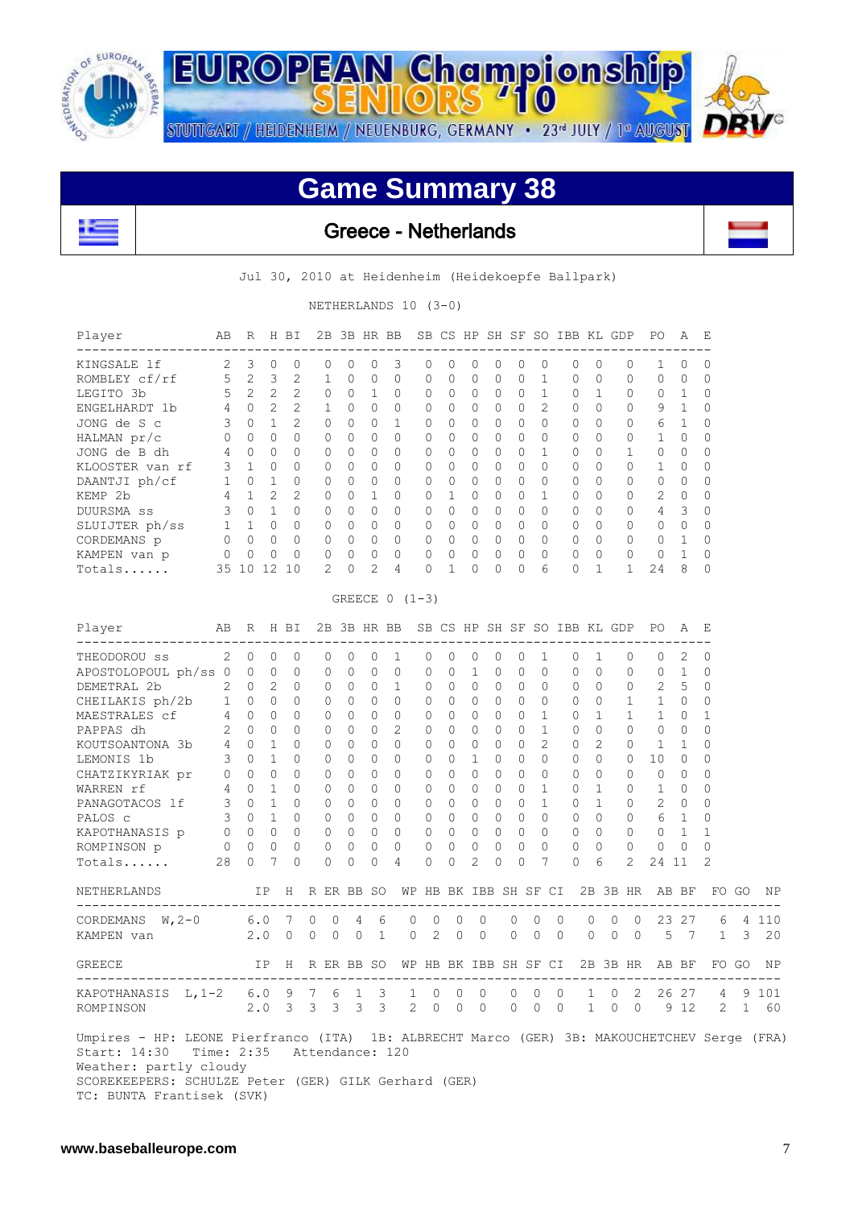EUROPEAN Championship SENIORS '10

STUTTGART / HEIDENHEIM / NEUENBURG, GERMANY • 23rd JULY / 1st AUGUST

# Game Summary 38

## Greece - Netherlands

Jul 30, 2010 at Heidenheim (Heidekoepfe Ballpark)

NETHERLANDS 10 (3-0)

| Player | AB | R | H | BI | 2B | 3B | HR | BB | SB | CS | HP | SH | SF | SO | IBB | KL | GDP | PO | A | E |
|---|---|---|---|---|---|---|---|---|---|---|---|---|---|---|---|---|---|---|---|---|
| KINGSALE lf | 2 | 3 | 0 | 0 | 0 | 0 | 0 | 3 | 0 | 0 | 0 | 0 | 0 | 0 | 0 | 0 | 0 | 1 | 0 | 0 |
| ROMBLEY cf/rf | 5 | 2 | 3 | 2 | 1 | 0 | 0 | 0 | 0 | 0 | 0 | 0 | 0 | 1 | 0 | 0 | 0 | 0 | 0 | 0 |
| LEGITO 3b | 5 | 2 | 2 | 2 | 0 | 0 | 1 | 0 | 0 | 0 | 0 | 0 | 0 | 1 | 0 | 1 | 0 | 0 | 1 | 0 |
| ENGELHARDT 1b | 4 | 0 | 2 | 2 | 1 | 0 | 0 | 0 | 0 | 0 | 0 | 0 | 0 | 2 | 0 | 0 | 0 | 9 | 1 | 0 |
| JONG de S c | 3 | 0 | 1 | 2 | 0 | 0 | 0 | 1 | 0 | 0 | 0 | 0 | 0 | 0 | 0 | 0 | 0 | 6 | 1 | 0 |
| HALMAN pr/c | 0 | 0 | 0 | 0 | 0 | 0 | 0 | 0 | 0 | 0 | 0 | 0 | 0 | 0 | 0 | 0 | 0 | 1 | 0 | 0 |
| JONG de B dh | 4 | 0 | 0 | 0 | 0 | 0 | 0 | 0 | 0 | 0 | 0 | 0 | 0 | 1 | 0 | 0 | 1 | 0 | 0 | 0 |
| KLOOSTER van rf | 3 | 1 | 0 | 0 | 0 | 0 | 0 | 0 | 0 | 0 | 0 | 0 | 0 | 0 | 0 | 0 | 0 | 1 | 0 | 0 |
| DAANTJI ph/cf | 1 | 0 | 1 | 0 | 0 | 0 | 0 | 0 | 0 | 0 | 0 | 0 | 0 | 0 | 0 | 0 | 0 | 0 | 0 | 0 |
| KEMP 2b | 4 | 1 | 2 | 2 | 0 | 0 | 1 | 0 | 0 | 1 | 0 | 0 | 0 | 1 | 0 | 0 | 0 | 2 | 0 | 0 |
| DUURSMA ss | 3 | 0 | 1 | 0 | 0 | 0 | 0 | 0 | 0 | 0 | 0 | 0 | 0 | 0 | 0 | 0 | 0 | 4 | 3 | 0 |
| SLUIJTER ph/ss | 1 | 1 | 0 | 0 | 0 | 0 | 0 | 0 | 0 | 0 | 0 | 0 | 0 | 0 | 0 | 0 | 0 | 0 | 0 | 0 |
| CORDEMANS p | 0 | 0 | 0 | 0 | 0 | 0 | 0 | 0 | 0 | 0 | 0 | 0 | 0 | 0 | 0 | 0 | 0 | 0 | 1 | 0 |
| KAMPEN van p | 0 | 0 | 0 | 0 | 0 | 0 | 0 | 0 | 0 | 0 | 0 | 0 | 0 | 0 | 0 | 0 | 0 | 0 | 1 | 0 |
| Totals...... | 35 | 10 | 12 | 10 | 2 | 0 | 2 | 4 | 0 | 1 | 0 | 0 | 0 | 6 | 0 | 1 | 1 | 24 | 8 | 0 |

GREECE 0 (1-3)

| Player | AB | R | H | BI | 2B | 3B | HR | BB | SB | CS | HP | SH | SF | SO | IBB | KL | GDP | PO | A | E |
|---|---|---|---|---|---|---|---|---|---|---|---|---|---|---|---|---|---|---|---|---|
| THEODOROU ss | 2 | 0 | 0 | 0 | 0 | 0 | 0 | 1 | 0 | 0 | 0 | 0 | 0 | 1 | 0 | 1 | 0 | 0 | 2 | 0 |
| APOSTOLOPOUL ph/ss | 0 | 0 | 0 | 0 | 0 | 0 | 0 | 0 | 0 | 0 | 1 | 0 | 0 | 0 | 0 | 0 | 0 | 0 | 1 | 0 |
| DEMETRAL 2b | 2 | 0 | 2 | 0 | 0 | 0 | 0 | 1 | 0 | 0 | 0 | 0 | 0 | 0 | 0 | 0 | 0 | 2 | 5 | 0 |
| CHEILAKIS ph/2b | 1 | 0 | 0 | 0 | 0 | 0 | 0 | 0 | 0 | 0 | 0 | 0 | 0 | 0 | 0 | 0 | 1 | 1 | 0 | 0 |
| MAESTRALES cf | 4 | 0 | 0 | 0 | 0 | 0 | 0 | 0 | 0 | 0 | 0 | 0 | 0 | 1 | 0 | 1 | 1 | 1 | 0 | 1 |
| PAPPAS dh | 2 | 0 | 0 | 0 | 0 | 0 | 0 | 2 | 0 | 0 | 0 | 0 | 0 | 1 | 0 | 0 | 0 | 0 | 0 | 0 |
| KOUTSOANTONA 3b | 4 | 0 | 1 | 0 | 0 | 0 | 0 | 0 | 0 | 0 | 0 | 0 | 0 | 2 | 0 | 2 | 0 | 1 | 1 | 0 |
| LEMONIS 1b | 3 | 0 | 1 | 0 | 0 | 0 | 0 | 0 | 0 | 0 | 1 | 0 | 0 | 0 | 0 | 0 | 0 | 10 | 0 | 0 |
| CHATZIKYRIAK pr | 0 | 0 | 0 | 0 | 0 | 0 | 0 | 0 | 0 | 0 | 0 | 0 | 0 | 0 | 0 | 0 | 0 | 0 | 0 | 0 |
| WARREN rf | 4 | 0 | 1 | 0 | 0 | 0 | 0 | 0 | 0 | 0 | 0 | 0 | 0 | 1 | 0 | 1 | 0 | 1 | 0 | 0 |
| PANAGOTACOS lf | 3 | 0 | 1 | 0 | 0 | 0 | 0 | 0 | 0 | 0 | 0 | 0 | 0 | 1 | 0 | 1 | 0 | 2 | 0 | 0 |
| PALOS c | 3 | 0 | 1 | 0 | 0 | 0 | 0 | 0 | 0 | 0 | 0 | 0 | 0 | 0 | 0 | 0 | 0 | 6 | 1 | 0 |
| KAPOTHANASIS p | 0 | 0 | 0 | 0 | 0 | 0 | 0 | 0 | 0 | 0 | 0 | 0 | 0 | 0 | 0 | 0 | 0 | 0 | 1 | 1 |
| ROMPINSON p | 0 | 0 | 0 | 0 | 0 | 0 | 0 | 0 | 0 | 0 | 0 | 0 | 0 | 0 | 0 | 0 | 0 | 0 | 0 | 0 |
| Totals...... | 28 | 0 | 7 | 0 | 0 | 0 | 0 | 4 | 0 | 0 | 2 | 0 | 0 | 7 | 0 | 6 | 2 | 24 | 11 | 2 |

| NETHERLANDS | IP | H | R | ER | BB | SO | WP | HB | BK | IBB | SH | SF | CI | 2B | 3B | HR | AB | BF | FO | GO | NP |
|---|---|---|---|---|---|---|---|---|---|---|---|---|---|---|---|---|---|---|---|---|---|
| CORDEMANS W,2-0 | 6.0 | 7 | 0 | 0 | 4 | 6 | 0 | 0 | 0 | 0 | 0 | 0 | 0 | 0 | 0 | 0 | 23 | 27 | 6 | 4 | 110 |
| KAMPEN van | 2.0 | 0 | 0 | 0 | 0 | 1 | 0 | 2 | 0 | 0 | 0 | 0 | 0 | 0 | 0 | 0 | 5 | 7 | 1 | 3 | 20 |

| GREECE | IP | H | R | ER | BB | SO | WP | HB | BK | IBB | SH | SF | CI | 2B | 3B | HR | AB | BF | FO | GO | NP |
|---|---|---|---|---|---|---|---|---|---|---|---|---|---|---|---|---|---|---|---|---|---|
| KAPOTHANASIS L,1-2 | 6.0 | 9 | 7 | 6 | 1 | 3 | 1 | 0 | 0 | 0 | 0 | 0 | 0 | 1 | 0 | 2 | 26 | 27 | 4 | 9 | 101 |
| ROMPINSON | 2.0 | 3 | 3 | 3 | 3 | 3 | 2 | 0 | 0 | 0 | 0 | 0 | 0 | 1 | 0 | 0 | 9 | 12 | 2 | 1 | 60 |

Umpires - HP: LEONE Pierfranco (ITA) 1B: ALBRECHT Marco (GER) 3B: MAKOUCHETCHEV Serge (FRA)
Start: 14:30 Time: 2:35 Attendance: 120
Weather: partly cloudy
SCOREKEEPERS: SCHULZE Peter (GER) GILK Gerhard (GER)
TC: BUNTA Frantisek (SVK)

www.baseballeurope.com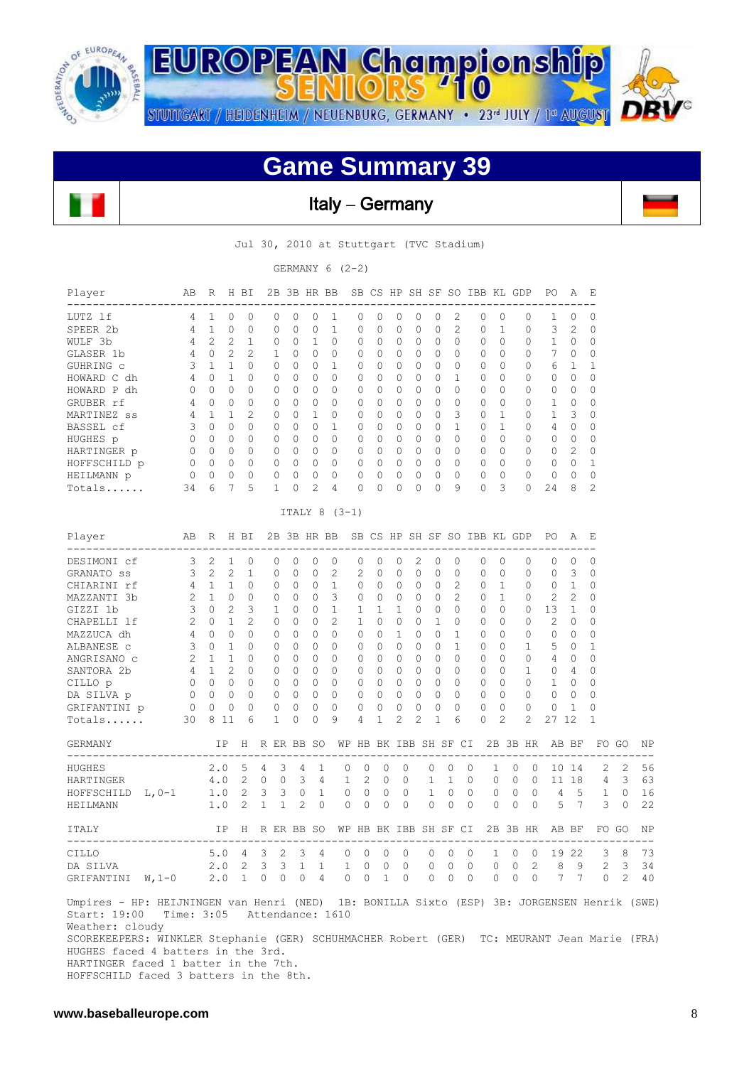# Game Summary 39

## Italy – Germany

Jul 30, 2010 at Stuttgart (TVC Stadium)

GERMANY 6 (2-2)

| Player | AB | R | H | BI | 2B | 3B | HR | BB | SB | CS | HP | SH | SF | SO | IBB | KL | GDP | PO | A | E |
|---|---|---|---|---|---|---|---|---|---|---|---|---|---|---|---|---|---|---|---|---|
| LUTZ lf | 4 | 1 | 0 | 0 | 0 | 0 | 0 | 1 | 0 | 0 | 0 | 0 | 0 | 2 | 0 | 0 | 0 | 1 | 0 | 0 |
| SPEER 2b | 4 | 1 | 0 | 0 | 0 | 0 | 0 | 1 | 0 | 0 | 0 | 0 | 0 | 2 | 0 | 1 | 0 | 3 | 2 | 0 |
| WULF 3b | 4 | 2 | 2 | 1 | 0 | 0 | 1 | 0 | 0 | 0 | 0 | 0 | 0 | 0 | 0 | 0 | 0 | 1 | 0 | 0 |
| GLASER 1b | 4 | 0 | 2 | 2 | 1 | 0 | 0 | 0 | 0 | 0 | 0 | 0 | 0 | 0 | 0 | 0 | 0 | 7 | 0 | 0 |
| GUHRING c | 3 | 1 | 1 | 0 | 0 | 0 | 0 | 1 | 0 | 0 | 0 | 0 | 0 | 0 | 0 | 0 | 0 | 6 | 1 | 1 |
| HOWARD C dh | 4 | 0 | 1 | 0 | 0 | 0 | 0 | 0 | 0 | 0 | 0 | 0 | 0 | 1 | 0 | 0 | 0 | 0 | 0 | 0 |
| HOWARD P dh | 0 | 0 | 0 | 0 | 0 | 0 | 0 | 0 | 0 | 0 | 0 | 0 | 0 | 0 | 0 | 0 | 0 | 0 | 0 | 0 |
| GRUBER rf | 4 | 0 | 0 | 0 | 0 | 0 | 0 | 0 | 0 | 0 | 0 | 0 | 0 | 0 | 0 | 0 | 0 | 1 | 0 | 0 |
| MARTINEZ ss | 4 | 1 | 1 | 2 | 0 | 0 | 1 | 0 | 0 | 0 | 0 | 0 | 0 | 3 | 0 | 1 | 0 | 1 | 3 | 0 |
| BASSEL cf | 3 | 0 | 0 | 0 | 0 | 0 | 0 | 1 | 0 | 0 | 0 | 0 | 0 | 1 | 0 | 1 | 0 | 4 | 0 | 0 |
| HUGHES p | 0 | 0 | 0 | 0 | 0 | 0 | 0 | 0 | 0 | 0 | 0 | 0 | 0 | 0 | 0 | 0 | 0 | 0 | 0 | 0 |
| HARTINGER p | 0 | 0 | 0 | 0 | 0 | 0 | 0 | 0 | 0 | 0 | 0 | 0 | 0 | 0 | 0 | 0 | 0 | 0 | 2 | 0 |
| HOFFSCHILD p | 0 | 0 | 0 | 0 | 0 | 0 | 0 | 0 | 0 | 0 | 0 | 0 | 0 | 0 | 0 | 0 | 0 | 0 | 0 | 1 |
| HEILMANN p | 0 | 0 | 0 | 0 | 0 | 0 | 0 | 0 | 0 | 0 | 0 | 0 | 0 | 0 | 0 | 0 | 0 | 0 | 0 | 0 |
| Totals...... | 34 | 6 | 7 | 5 | 1 | 0 | 2 | 4 | 0 | 0 | 0 | 0 | 0 | 9 | 0 | 3 | 0 | 24 | 8 | 2 |

ITALY 8 (3-1)

| Player | AB | R | H | BI | 2B | 3B | HR | BB | SB | CS | HP | SH | SF | SO | IBB | KL | GDP | PO | A | E |
|---|---|---|---|---|---|---|---|---|---|---|---|---|---|---|---|---|---|---|---|---|
| DESIMONI cf | 3 | 2 | 1 | 0 | 0 | 0 | 0 | 0 | 0 | 0 | 0 | 2 | 0 | 0 | 0 | 0 | 0 | 0 | 0 | 0 |
| GRANATO ss | 3 | 2 | 2 | 1 | 0 | 0 | 0 | 2 | 2 | 0 | 0 | 0 | 0 | 0 | 0 | 0 | 0 | 0 | 3 | 0 |
| CHIARINI rf | 4 | 1 | 1 | 0 | 0 | 0 | 0 | 1 | 0 | 0 | 0 | 0 | 0 | 2 | 0 | 1 | 0 | 0 | 1 | 0 |
| MAZZANTI 3b | 2 | 1 | 0 | 0 | 0 | 0 | 0 | 3 | 0 | 0 | 0 | 0 | 0 | 2 | 0 | 1 | 0 | 2 | 2 | 0 |
| GIZZI 1b | 3 | 0 | 2 | 3 | 1 | 0 | 0 | 1 | 1 | 1 | 1 | 0 | 0 | 0 | 0 | 0 | 0 | 13 | 1 | 0 |
| CHAPELLI lf | 2 | 0 | 1 | 2 | 0 | 0 | 0 | 2 | 1 | 0 | 0 | 0 | 1 | 0 | 0 | 0 | 0 | 2 | 0 | 0 |
| MAZZUCA dh | 4 | 0 | 0 | 0 | 0 | 0 | 0 | 0 | 0 | 0 | 1 | 0 | 0 | 1 | 0 | 0 | 0 | 0 | 0 | 0 |
| ALBANESE c | 3 | 0 | 1 | 0 | 0 | 0 | 0 | 0 | 0 | 0 | 0 | 0 | 0 | 1 | 0 | 0 | 1 | 5 | 0 | 1 |
| ANGRISANO c | 2 | 1 | 1 | 0 | 0 | 0 | 0 | 0 | 0 | 0 | 0 | 0 | 0 | 0 | 0 | 0 | 0 | 4 | 0 | 0 |
| SANTORA 2b | 4 | 1 | 2 | 0 | 0 | 0 | 0 | 0 | 0 | 0 | 0 | 0 | 0 | 0 | 0 | 0 | 1 | 0 | 4 | 0 |
| CILLO p | 0 | 0 | 0 | 0 | 0 | 0 | 0 | 0 | 0 | 0 | 0 | 0 | 0 | 0 | 0 | 0 | 0 | 1 | 0 | 0 |
| DA SILVA p | 0 | 0 | 0 | 0 | 0 | 0 | 0 | 0 | 0 | 0 | 0 | 0 | 0 | 0 | 0 | 0 | 0 | 0 | 0 | 0 |
| GRIFANTINI p | 0 | 0 | 0 | 0 | 0 | 0 | 0 | 0 | 0 | 0 | 0 | 0 | 0 | 0 | 0 | 0 | 0 | 0 | 1 | 0 |
| Totals...... | 30 | 8 | 11 | 6 | 1 | 0 | 0 | 9 | 4 | 1 | 2 | 2 | 1 | 6 | 0 | 2 | 2 | 27 | 12 | 1 |

| GERMANY | IP | H | R | ER | BB | SO | WP | HB | BK | IBB | SH | SF | CI | 2B | 3B | HR | AB | BF | FO | GO | NP |
|---|---|---|---|---|---|---|---|---|---|---|---|---|---|---|---|---|---|---|---|---|---|
| HUGHES | 2.0 | 5 | 4 | 3 | 4 | 1 | 0 | 0 | 0 | 0 | 0 | 0 | 0 | 1 | 0 | 0 | 10 | 14 | 2 | 2 | 56 |
| HARTINGER | 4.0 | 2 | 0 | 0 | 3 | 4 | 1 | 2 | 0 | 0 | 1 | 1 | 0 | 0 | 0 | 0 | 11 | 18 | 4 | 3 | 63 |
| HOFFSCHILD L,0-1 | 1.0 | 2 | 3 | 3 | 0 | 1 | 0 | 0 | 0 | 0 | 1 | 0 | 0 | 0 | 0 | 0 | 4 | 5 | 1 | 0 | 16 |
| HEILMANN | 1.0 | 2 | 1 | 1 | 2 | 0 | 0 | 0 | 0 | 0 | 0 | 0 | 0 | 0 | 0 | 0 | 5 | 7 | 3 | 0 | 22 |

| ITALY | IP | H | R | ER | BB | SO | WP | HB | BK | IBB | SH | SF | CI | 2B | 3B | HR | AB | BF | FO | GO | NP |
|---|---|---|---|---|---|---|---|---|---|---|---|---|---|---|---|---|---|---|---|---|---|
| CILLO | 5.0 | 4 | 3 | 2 | 3 | 4 | 0 | 0 | 0 | 0 | 0 | 0 | 0 | 1 | 0 | 0 | 19 | 22 | 3 | 8 | 73 |
| DA SILVA | 2.0 | 2 | 3 | 3 | 1 | 1 | 1 | 0 | 0 | 0 | 0 | 0 | 0 | 0 | 0 | 2 | 8 | 9 | 2 | 3 | 34 |
| GRIFANTINI W,1-0 | 2.0 | 1 | 0 | 0 | 0 | 4 | 0 | 0 | 1 | 0 | 0 | 0 | 0 | 0 | 0 | 0 | 7 | 7 | 0 | 2 | 40 |

Umpires - HP: HEIJNINGEN van Henri (NED) 1B: BONILLA Sixto (ESP) 3B: JORGENSEN Henrik (SWE)
Start: 19:00 Time: 3:05 Attendance: 1610
Weather: cloudy
SCOREKEEPERS: WINKLER Stephanie (GER) SCHUHMACHER Robert (GER) TC: MEURANT Jean Marie (FRA)
HUGHES faced 4 batters in the 3rd.
HARTINGER faced 1 batter in the 7th.
HOFFSCHILD faced 3 batters in the 8th.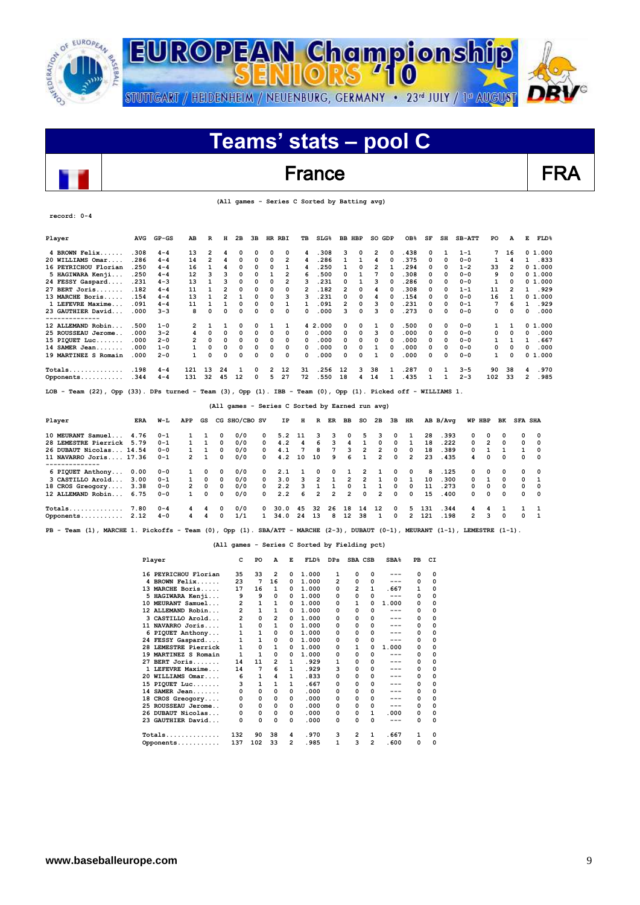# EUROPEAN Championship SENIORS '10

STUTTGART / HEIDENHEIM / NEUENBURG, GERMANY • 23rd JULY / 1st AUGUST

## Teams' stats – pool C

## France FRA

(All games - Series C Sorted by Batting avg)

record: 0-4

| Player | AVG | GP-GS | AB | R | H | 2B | 3B | HR | RBI | TB | SLG% | BB | HBP | SO | GDP | OB% | SF | SH | SB-ATT | PO | A | E | FLD% |
|---|---|---|---|---|---|---|---|---|---|---|---|---|---|---|---|---|---|---|---|---|---|---|---|
| 4 BROWN Felix...... | .308 | 4-4 | 13 | 2 | 4 | 0 | 0 | 0 | 0 | 4 | .308 | 3 | 0 | 2 | 0 | .438 | 0 | 1 | 1-1 | 7 | 16 | 0 | 1.000 |
| 20 WILLIAMS Omar.... | .286 | 4-4 | 14 | 2 | 4 | 0 | 0 | 0 | 2 | 4 | .286 | 1 | 1 | 4 | 0 | .375 | 0 | 0 | 0-0 | 1 | 4 | 1 | .833 |
| 16 PEYRICHOU Florian | .250 | 4-4 | 16 | 1 | 4 | 0 | 0 | 0 | 1 | 4 | .250 | 1 | 0 | 2 | 1 | .294 | 0 | 0 | 1-2 | 33 | 2 | 0 | 1.000 |
| 5 HAGIWARA Kenji.... | .250 | 4-4 | 12 | 3 | 3 | 0 | 0 | 1 | 2 | 6 | .500 | 0 | 1 | 7 | 0 | .308 | 0 | 0 | 0-0 | 9 | 0 | 0 | 1.000 |
| 24 FESSY Gaspard.... | .231 | 4-3 | 13 | 1 | 3 | 0 | 0 | 0 | 2 | 3 | .231 | 0 | 1 | 3 | 0 | .286 | 0 | 0 | 0-0 | 1 | 0 | 0 | 1.000 |
| 27 BERT Joris....... | .182 | 4-4 | 11 | 1 | 2 | 0 | 0 | 0 | 0 | 2 | .182 | 2 | 0 | 4 | 0 | .308 | 0 | 0 | 1-1 | 11 | 2 | 1 | .929 |
| 13 MARCHE Boris..... | .154 | 4-4 | 13 | 1 | 2 | 1 | 0 | 0 | 3 | 3 | .231 | 0 | 0 | 4 | 0 | .154 | 0 | 0 | 0-0 | 16 | 1 | 0 | 1.000 |
| 1 LEFEVRE Maxime.... | .091 | 4-4 | 11 | 1 | 1 | 0 | 0 | 0 | 1 | 1 | .091 | 2 | 0 | 3 | 0 | .231 | 0 | 0 | 0-1 | 7 | 6 | 1 | .929 |
| 23 GAUTHIER David... | .000 | 3-3 | 8 | 0 | 0 | 0 | 0 | 0 | 0 | 0 | .000 | 3 | 0 | 3 | 0 | .273 | 0 | 0 | 0-0 | 0 | 0 | 0 | .000 |
| 12 ALLEMAND Robin... | .500 | 1-0 | 2 | 1 | 1 | 0 | 0 | 1 | 1 | 4 | 2.000 | 0 | 0 | 1 | 0 | .500 | 0 | 0 | 0-0 | 1 | 1 | 0 | 1.000 |
| 25 ROUSSEAU Jerome.. | .000 | 3-2 | 4 | 0 | 0 | 0 | 0 | 0 | 0 | 0 | .000 | 0 | 0 | 3 | 0 | .000 | 0 | 0 | 0-0 | 0 | 0 | 0 | .000 |
| 15 PIQUET Luc....... | .000 | 2-0 | 2 | 0 | 0 | 0 | 0 | 0 | 0 | 0 | .000 | 0 | 0 | 0 | 0 | .000 | 0 | 0 | 0-0 | 1 | 1 | 1 | .667 |
| 14 SAMER Jean....... | .000 | 1-0 | 1 | 0 | 0 | 0 | 0 | 0 | 0 | 0 | .000 | 0 | 0 | 1 | 0 | .000 | 0 | 0 | 0-0 | 0 | 0 | 0 | .000 |
| 19 MARTINEZ S Romain | .000 | 2-0 | 1 | 0 | 0 | 0 | 0 | 0 | 0 | 0 | .000 | 0 | 0 | 1 | 0 | .000 | 0 | 0 | 0-0 | 1 | 0 | 0 | 1.000 |
| Totals.............. | .198 | 4-4 | 121 | 13 | 24 | 1 | 0 | 2 | 12 | 31 | .256 | 12 | 3 | 38 | 1 | .287 | 0 | 1 | 3-5 | 90 | 38 | 4 | .970 |
| Opponents........... | .344 | 4-4 | 131 | 32 | 45 | 12 | 0 | 5 | 27 | 72 | .550 | 18 | 4 | 14 | 1 | .435 | 1 | 1 | 2-3 | 102 | 33 | 2 | .985 |

LOB - Team (22), Opp (33). DPs turned - Team (3), Opp (1). IBB - Team (0), Opp (1). Picked off - WILLIAMS 1.

(All games - Series C Sorted by Earned run avg)

| Player | ERA | W-L | APP | GS | CG | SHO/CBO | SV | IP | H | R | ER | BB | SO | 2B | 3B | HR | AB | B/Avg | WP | HBP | BK | SFA | SHA |
|---|---|---|---|---|---|---|---|---|---|---|---|---|---|---|---|---|---|---|---|---|---|---|---|
| 10 MEURANT Samuel... | 4.76 | 0-1 | 1 | 1 | 0 | 0/0 | 0 | 5.2 | 11 | 3 | 3 | 0 | 5 | 3 | 0 | 1 | 28 | .393 | 0 | 0 | 0 | 0 | 0 |
| 28 LEMESTRE Pierrick | 5.79 | 0-1 | 1 | 1 | 0 | 0/0 | 0 | 4.2 | 4 | 6 | 3 | 4 | 1 | 0 | 0 | 1 | 18 | .222 | 0 | 2 | 0 | 0 | 0 |
| 26 DUBAUT Nicolas... | 14.54 | 0-0 | 1 | 1 | 0 | 0/0 | 0 | 4.1 | 7 | 8 | 7 | 3 | 2 | 2 | 0 | 0 | 18 | .389 | 0 | 1 | 1 | 1 | 0 |
| 11 NAVARRO Joris.... | 17.36 | 0-1 | 2 | 1 | 0 | 0/0 | 0 | 4.2 | 10 | 10 | 9 | 6 | 1 | 2 | 0 | 2 | 23 | .435 | 4 | 0 | 0 | 0 | 0 |
| 6 PIQUET Anthony... | 0.00 | 0-0 | 1 | 0 | 0 | 0/0 | 0 | 2.1 | 1 | 0 | 0 | 1 | 2 | 1 | 0 | 0 | 8 | .125 | 0 | 0 | 0 | 0 | 0 |
| 3 CASTILLO Arold... | 3.00 | 0-1 | 1 | 0 | 0 | 0/0 | 0 | 3.0 | 3 | 2 | 1 | 2 | 2 | 1 | 0 | 1 | 10 | .300 | 0 | 1 | 0 | 0 | 1 |
| 18 CROS Greogory.... | 3.38 | 0-0 | 2 | 0 | 0 | 0/0 | 0 | 2.2 | 3 | 1 | 1 | 0 | 1 | 1 | 0 | 0 | 11 | .273 | 0 | 0 | 0 | 0 | 0 |
| 12 ALLEMAND Robin... | 6.75 | 0-0 | 1 | 0 | 0 | 0/0 | 0 | 2.2 | 6 | 2 | 2 | 2 | 0 | 2 | 0 | 0 | 15 | .400 | 0 | 0 | 0 | 0 | 0 |
| Totals.............. | 7.80 | 0-4 | 4 | 4 | 0 | 0/0 | 0 | 30.0 | 45 | 32 | 26 | 18 | 14 | 12 | 0 | 5 | 131 | .344 | 4 | 4 | 1 | 1 | 1 |
| Opponents........... | 2.12 | 4-0 | 4 | 4 | 0 | 1/1 | 1 | 34.0 | 24 | 13 | 8 | 12 | 38 | 1 | 0 | 2 | 121 | .198 | 2 | 3 | 0 | 0 | 1 |

PB - Team (1), MARCHE 1. Pickoffs - Team (0), Opp (1). SBA/ATT - MARCHE (2-3), DUBAUT (0-1), MEURANT (1-1), LEMESTRE (1-1).

(All games - Series C Sorted by Fielding pct)

| Player | C | PO | A | E | FLD% | DPs | SBA | CSB | SBA% | PB | CI |
|---|---|---|---|---|---|---|---|---|---|---|---|
| 16 PEYRICHOU Florian | 35 | 33 | 2 | 0 | 1.000 | 1 | 0 | 0 | --- | 0 | 0 |
| 4 BROWN Felix...... | 23 | 7 | 16 | 0 | 1.000 | 2 | 0 | 0 | --- | 0 | 0 |
| 13 MARCHE Boris..... | 17 | 16 | 1 | 0 | 1.000 | 0 | 2 | 1 | .667 | 1 | 0 |
| 5 HAGIWARA Kenji.... | 9 | 9 | 0 | 0 | 1.000 | 0 | 0 | 0 | --- | 0 | 0 |
| 10 MEURANT Samuel... | 2 | 1 | 1 | 0 | 1.000 | 0 | 1 | 0 | 1.000 | 0 | 0 |
| 12 ALLEMAND Robin... | 2 | 1 | 1 | 0 | 1.000 | 0 | 0 | 0 | --- | 0 | 0 |
| 3 CASTILLO Arold... | 2 | 0 | 2 | 0 | 1.000 | 0 | 0 | 0 | --- | 0 | 0 |
| 11 NAVARRO Joris.... | 1 | 0 | 1 | 0 | 1.000 | 0 | 0 | 0 | --- | 0 | 0 |
| 6 PIQUET Anthony... | 1 | 1 | 0 | 0 | 1.000 | 0 | 0 | 0 | --- | 0 | 0 |
| 24 FESSY Gaspard.... | 1 | 1 | 0 | 0 | 1.000 | 0 | 0 | 0 | --- | 0 | 0 |
| 28 LEMESTRE Pierrick | 1 | 0 | 1 | 0 | 1.000 | 0 | 1 | 0 | 1.000 | 0 | 0 |
| 19 MARTINEZ S Romain | 1 | 1 | 0 | 0 | 1.000 | 0 | 0 | 0 | --- | 0 | 0 |
| 27 BERT Joris....... | 14 | 11 | 2 | 1 | .929 | 1 | 0 | 0 | --- | 0 | 0 |
| 1 LEFEVRE Maxime... | 14 | 7 | 6 | 1 | .929 | 3 | 0 | 0 | --- | 0 | 0 |
| 20 WILLIAMS Omar.... | 6 | 1 | 4 | 1 | .833 | 0 | 0 | 0 | --- | 0 | 0 |
| 15 PIQUET Luc....... | 3 | 1 | 1 | 1 | .667 | 0 | 0 | 0 | --- | 0 | 0 |
| 14 SAMER Jean....... | 0 | 0 | 0 | 0 | .000 | 0 | 0 | 0 | --- | 0 | 0 |
| 18 CROS Greogory.... | 0 | 0 | 0 | 0 | .000 | 0 | 0 | 0 | --- | 0 | 0 |
| 25 ROUSSEAU Jerome.. | 0 | 0 | 0 | 0 | .000 | 0 | 0 | 0 | --- | 0 | 0 |
| 26 DUBAUT Nicolas... | 0 | 0 | 0 | 0 | .000 | 0 | 0 | 1 | .000 | 0 | 0 |
| 23 GAUTHIER David... | 0 | 0 | 0 | 0 | .000 | 0 | 0 | 0 | --- | 0 | 0 |
| Totals.............. | 132 | 90 | 38 | 4 | .970 | 3 | 2 | 1 | .667 | 1 | 0 |
| Opponents........... | 137 | 102 | 33 | 2 | .985 | 1 | 3 | 2 | .600 | 0 | 0 |

www.baseballeurope.com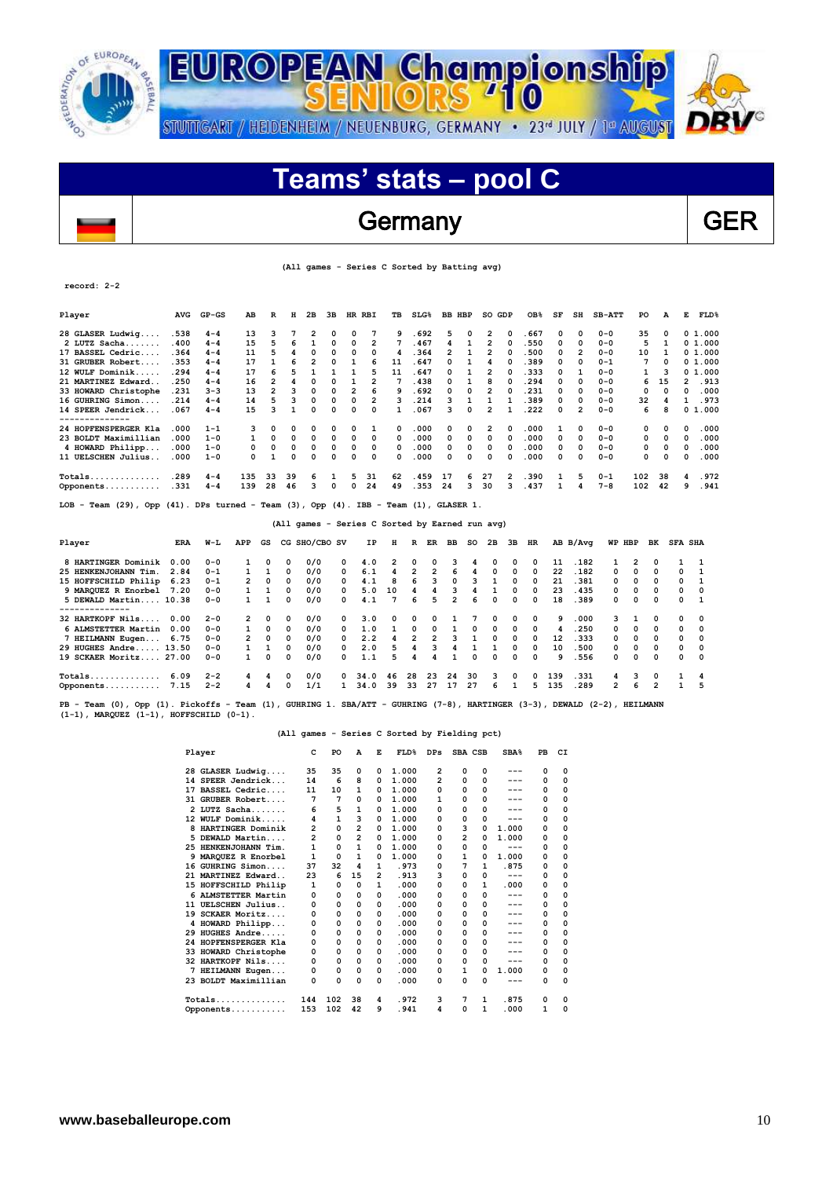# EUROPEAN Championship SENIORS '10

STUTTGART / HEIDENHEIM / NEUENBURG, GERMANY • 23rd JULY / 1st AUGUST

## Teams' stats – pool C

## Germany — GER

(All games - Series C Sorted by Batting avg)

record: 2-2

| Player | AVG | GP-GS | AB | R | H | 2B | 3B | HR | RBI | TB | SLG% | BB | HBP | SO | GDP | OB% | SF | SH | SB-ATT | PO | A | E | FLD% |
|---|---|---|---|---|---|---|---|---|---|---|---|---|---|---|---|---|---|---|---|---|---|---|---|
| 28 GLASER Ludwig.... | .538 | 4-4 | 13 | 3 | 7 | 2 | 0 | 0 | 7 | 9 | .692 | 5 | 0 | 2 | 0 | .667 | 0 | 0 | 0-0 | 35 | 0 | 0 | 1.000 |
| 2 LUTZ Sacha....... | .400 | 4-4 | 15 | 5 | 6 | 1 | 0 | 0 | 2 | 7 | .467 | 4 | 1 | 2 | 0 | .550 | 0 | 0 | 0-0 | 5 | 1 | 0 | 1.000 |
| 17 BASSEL Cedric.... | .364 | 4-4 | 11 | 5 | 4 | 0 | 0 | 0 | 0 | 4 | .364 | 2 | 1 | 2 | 0 | .500 | 0 | 2 | 0-0 | 10 | 1 | 0 | 1.000 |
| 31 GRUBER Robert.... | .353 | 4-4 | 17 | 1 | 6 | 2 | 0 | 1 | 6 | 11 | .647 | 0 | 1 | 4 | 0 | .389 | 0 | 0 | 0-1 | 7 | 0 | 0 | 1.000 |
| 12 WULF Dominik..... | .294 | 4-4 | 17 | 6 | 5 | 1 | 1 | 1 | 5 | 11 | .647 | 0 | 1 | 2 | 0 | .333 | 0 | 1 | 0-0 | 1 | 3 | 0 | 1.000 |
| 21 MARTINEZ Edward.. | .250 | 4-4 | 16 | 2 | 4 | 0 | 0 | 1 | 2 | 7 | .438 | 0 | 1 | 8 | 0 | .294 | 0 | 0 | 0-0 | 6 | 15 | 2 | .913 |
| 33 HOWARD Christophe | .231 | 3-3 | 13 | 2 | 3 | 0 | 0 | 2 | 6 | 9 | .692 | 0 | 0 | 2 | 0 | .231 | 0 | 0 | 0-0 | 0 | 0 | 0 | .000 |
| 16 GUHRING Simon.... | .214 | 4-4 | 14 | 5 | 3 | 0 | 0 | 0 | 2 | 3 | .214 | 3 | 1 | 1 | 1 | .389 | 0 | 0 | 0-0 | 32 | 4 | 1 | .973 |
| 14 SPEER Jendrick... | .067 | 4-4 | 15 | 3 | 1 | 0 | 0 | 0 | 0 | 1 | .067 | 3 | 0 | 2 | 1 | .222 | 0 | 2 | 0-0 | 6 | 8 | 0 | 1.000 |
| 24 HOFFENSPERGER Kla | .000 | 1-1 | 3 | 0 | 0 | 0 | 0 | 0 | 1 | 0 | .000 | 0 | 0 | 2 | 0 | .000 | 1 | 0 | 0-0 | 0 | 0 | 0 | .000 |
| 23 BOLDT Maximillian | .000 | 1-0 | 1 | 0 | 0 | 0 | 0 | 0 | 0 | 0 | .000 | 0 | 0 | 0 | 0 | .000 | 0 | 0 | 0-0 | 0 | 0 | 0 | .000 |
| 4 HOWARD Philipp.... | .000 | 1-0 | 0 | 0 | 0 | 0 | 0 | 0 | 0 | 0 | .000 | 0 | 0 | 0 | 0 | .000 | 0 | 0 | 0-0 | 0 | 0 | 0 | .000 |
| 11 UELSCHEN Julius.. | .000 | 1-0 | 0 | 1 | 0 | 0 | 0 | 0 | 0 | 0 | .000 | 0 | 0 | 0 | 0 | .000 | 0 | 0 | 0-0 | 0 | 0 | 0 | .000 |
| Totals.............. | .289 | 4-4 | 135 | 33 | 39 | 6 | 1 | 5 | 31 | 62 | .459 | 17 | 6 | 27 | 2 | .390 | 1 | 5 | 0-1 | 102 | 38 | 4 | .972 |
| Opponents........... | .331 | 4-4 | 139 | 28 | 46 | 3 | 0 | 0 | 24 | 49 | .353 | 24 | 3 | 30 | 3 | .437 | 1 | 4 | 7-8 | 102 | 42 | 9 | .941 |

LOB - Team (29), Opp (41). DPs turned - Team (3), Opp (4). IBB - Team (1), GLASER 1.

(All games - Series C Sorted by Earned run avg)

| Player | ERA | W-L | APP | GS | CG | SHO/CBO | SV | IP | H | R | ER | BB | SO | 2B | 3B | HR | AB | B/Avg | WP | HBP | BK | SFA | SHA |
|---|---|---|---|---|---|---|---|---|---|---|---|---|---|---|---|---|---|---|---|---|---|---|---|
| 8 HARTINGER Dominik | 0.00 | 0-0 | 1 | 0 | 0 | 0/0 | 0 | 4.0 | 2 | 0 | 0 | 3 | 4 | 0 | 0 | 0 | 11 | .182 | 1 | 2 | 0 | 1 | 1 |
| 25 HENKENJOHANN Tim. | 2.84 | 0-1 | 1 | 1 | 0 | 0/0 | 0 | 6.1 | 4 | 2 | 2 | 6 | 4 | 0 | 0 | 0 | 22 | .182 | 0 | 0 | 0 | 0 | 1 |
| 15 HOFFSCHILD Philip | 6.23 | 0-1 | 2 | 0 | 0 | 0/0 | 0 | 4.1 | 8 | 6 | 3 | 0 | 3 | 1 | 0 | 0 | 21 | .381 | 0 | 0 | 0 | 0 | 1 |
| 9 MARQUEZ R Enorbel | 7.20 | 0-0 | 1 | 1 | 0 | 0/0 | 0 | 5.0 | 10 | 4 | 4 | 3 | 4 | 1 | 0 | 0 | 23 | .435 | 0 | 0 | 0 | 0 | 0 |
| 5 DEWALD Martin.... | 10.38 | 0-0 | 1 | 1 | 0 | 0/0 | 0 | 4.1 | 7 | 6 | 5 | 2 | 6 | 0 | 0 | 0 | 18 | .389 | 0 | 0 | 0 | 0 | 1 |
| 32 HARTKOPF Nils.... | 0.00 | 2-0 | 2 | 0 | 0 | 0/0 | 0 | 3.0 | 0 | 0 | 0 | 1 | 7 | 0 | 0 | 0 | 9 | .000 | 3 | 1 | 0 | 0 | 0 |
| 6 ALMSTETTER Martin | 0.00 | 0-0 | 1 | 0 | 0 | 0/0 | 0 | 1.0 | 1 | 0 | 0 | 1 | 0 | 0 | 0 | 0 | 4 | .250 | 0 | 0 | 0 | 0 | 0 |
| 7 HEILMANN Eugen... | 6.75 | 0-0 | 2 | 0 | 0 | 0/0 | 0 | 2.2 | 4 | 2 | 2 | 3 | 1 | 0 | 0 | 0 | 12 | .333 | 0 | 0 | 0 | 0 | 0 |
| 29 HUGHES Andre..... | 13.50 | 0-0 | 1 | 1 | 0 | 0/0 | 0 | 2.0 | 5 | 4 | 3 | 4 | 1 | 1 | 0 | 0 | 10 | .500 | 0 | 0 | 0 | 0 | 0 |
| 19 SCKAER Moritz.... | 27.00 | 0-0 | 1 | 0 | 0 | 0/0 | 0 | 1.1 | 5 | 4 | 4 | 1 | 0 | 0 | 0 | 0 | 9 | .556 | 0 | 0 | 0 | 0 | 0 |
| Totals.............. | 6.09 | 2-2 | 4 | 4 | 0 | 0/0 | 0 | 34.0 | 46 | 28 | 23 | 24 | 30 | 3 | 0 | 0 | 139 | .331 | 4 | 3 | 0 | 1 | 4 |
| Opponents........... | 7.15 | 2-2 | 4 | 4 | 0 | 1/1 | 1 | 34.0 | 39 | 33 | 27 | 17 | 27 | 6 | 1 | 5 | 135 | .289 | 2 | 6 | 2 | 1 | 5 |

PB - Team (0), Opp (1). Pickoffs - Team (1), GUHRING 1. SBA/ATT - GUHRING (7-8), HARTINGER (3-3), DEWALD (2-2), HEILMANN (1-1), MARQUEZ (1-1), HOFFSCHILD (0-1).

(All games - Series C Sorted by Fielding pct)

| Player | C | PO | A | E | FLD% | DPs | SBA | CSB | SBA% | PB | CI |
|---|---|---|---|---|---|---|---|---|---|---|---|
| 28 GLASER Ludwig.... | 35 | 35 | 0 | 0 | 1.000 | 2 | 0 | 0 | --- | 0 | 0 |
| 14 SPEER Jendrick... | 14 | 6 | 8 | 0 | 1.000 | 2 | 0 | 0 | --- | 0 | 0 |
| 17 BASSEL Cedric.... | 11 | 10 | 1 | 0 | 1.000 | 0 | 0 | 0 | --- | 0 | 0 |
| 31 GRUBER Robert.... | 7 | 7 | 0 | 0 | 1.000 | 1 | 0 | 0 | --- | 0 | 0 |
| 2 LUTZ Sacha....... | 6 | 5 | 1 | 0 | 1.000 | 0 | 0 | 0 | --- | 0 | 0 |
| 12 WULF Dominik..... | 4 | 1 | 3 | 0 | 1.000 | 0 | 0 | 0 | --- | 0 | 0 |
| 8 HARTINGER Dominik | 2 | 0 | 2 | 0 | 1.000 | 0 | 3 | 0 | 1.000 | 0 | 0 |
| 5 DEWALD Martin.... | 2 | 0 | 2 | 0 | 1.000 | 0 | 2 | 0 | 1.000 | 0 | 0 |
| 25 HENKENJOHANN Tim. | 1 | 0 | 1 | 0 | 1.000 | 0 | 0 | 0 | --- | 0 | 0 |
| 9 MARQUEZ R Enorbel | 1 | 0 | 1 | 0 | 1.000 | 0 | 1 | 0 | 1.000 | 0 | 0 |
| 16 GUHRING Simon.... | 37 | 32 | 4 | 1 | .973 | 0 | 7 | 1 | .875 | 0 | 0 |
| 21 MARTINEZ Edward.. | 23 | 6 | 15 | 2 | .913 | 3 | 0 | 0 | --- | 0 | 0 |
| 15 HOFFSCHILD Philip | 1 | 0 | 0 | 1 | .000 | 0 | 0 | 1 | .000 | 0 | 0 |
| 6 ALMSTETTER Martin | 0 | 0 | 0 | 0 | .000 | 0 | 0 | 0 | --- | 0 | 0 |
| 11 UELSCHEN Julius.. | 0 | 0 | 0 | 0 | .000 | 0 | 0 | 0 | --- | 0 | 0 |
| 19 SCKAER Moritz.... | 0 | 0 | 0 | 0 | .000 | 0 | 0 | 0 | --- | 0 | 0 |
| 4 HOWARD Philipp.... | 0 | 0 | 0 | 0 | .000 | 0 | 0 | 0 | --- | 0 | 0 |
| 29 HUGHES Andre..... | 0 | 0 | 0 | 0 | .000 | 0 | 0 | 0 | --- | 0 | 0 |
| 24 HOFFENSPERGER Kla | 0 | 0 | 0 | 0 | .000 | 0 | 0 | 0 | --- | 0 | 0 |
| 33 HOWARD Christophe | 0 | 0 | 0 | 0 | .000 | 0 | 0 | 0 | --- | 0 | 0 |
| 32 HARTKOPF Nils.... | 0 | 0 | 0 | 0 | .000 | 0 | 0 | 0 | --- | 0 | 0 |
| 7 HEILMANN Eugen... | 0 | 0 | 0 | 0 | .000 | 0 | 1 | 0 | 1.000 | 0 | 0 |
| 23 BOLDT Maximillian | 0 | 0 | 0 | 0 | .000 | 0 | 0 | 0 | --- | 0 | 0 |
| Totals.............. | 144 | 102 | 38 | 4 | .972 | 3 | 7 | 1 | .875 | 0 | 0 |
| Opponents........... | 153 | 102 | 42 | 9 | .941 | 4 | 0 | 1 | .000 | 1 | 0 |

www.baseballeurope.com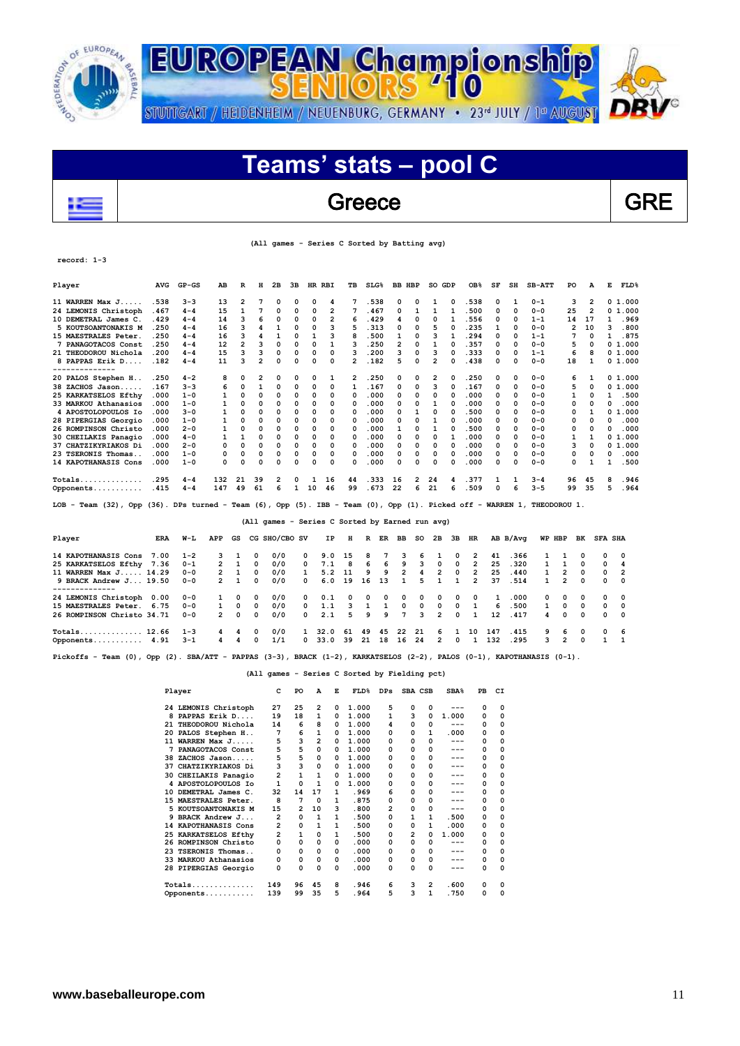# EUROPEAN Championship SENIORS '10

STUTTGART / HEIDENHEIM / NEUENBURG, GERMANY • 23rd JULY / 1st AUGUST

## Teams' stats – pool C

## Greece GRE

(All games - Series C Sorted by Batting avg)

record: 1-3

| Player | AVG | GP-GS | AB | R | H | 2B | 3B | HR | RBI | TB | SLG% | BB | HBP | SO | GDP | OB% | SF | SH | SB-ATT | PO | A | E | FLD% |
|---|---|---|---|---|---|---|---|---|---|---|---|---|---|---|---|---|---|---|---|---|---|---|---|
| 11 WARREN Max J..... | .538 | 3-3 | 13 | 2 | 7 | 0 | 0 | 0 | 4 | 7 | .538 | 0 | 0 | 1 | 0 | .538 | 0 | 1 | 0-1 | 3 | 2 | 0 | 1.000 |
| 24 LEMONIS Christoph | .467 | 4-4 | 15 | 1 | 7 | 0 | 0 | 0 | 2 | 7 | .467 | 0 | 1 | 1 | 1 | .500 | 0 | 0 | 0-0 | 25 | 2 | 0 | 1.000 |
| 10 DEMETRAL James C. | .429 | 4-4 | 14 | 3 | 6 | 0 | 0 | 0 | 2 | 6 | .429 | 4 | 0 | 0 | 1 | .556 | 0 | 0 | 1-1 | 14 | 17 | 1 | .969 |
| 5 KOUTSOANTONAKIS M | .250 | 4-4 | 16 | 3 | 4 | 1 | 0 | 0 | 3 | 5 | .313 | 0 | 0 | 5 | 0 | .235 | 1 | 0 | 0-0 | 2 | 10 | 3 | .800 |
| 15 MAESTRALES Peter. | .250 | 4-4 | 16 | 3 | 4 | 1 | 0 | 1 | 3 | 8 | .500 | 1 | 0 | 3 | 1 | .294 | 0 | 0 | 1-1 | 7 | 0 | 1 | .875 |
| 7 PANAGOTACOS Const | .250 | 4-4 | 12 | 2 | 3 | 0 | 0 | 0 | 1 | 3 | .250 | 2 | 0 | 1 | 0 | .357 | 0 | 0 | 0-0 | 5 | 0 | 0 | 1.000 |
| 21 THEODOROU Nichola | .200 | 4-4 | 15 | 3 | 3 | 0 | 0 | 0 | 0 | 3 | .200 | 3 | 0 | 3 | 0 | .333 | 0 | 0 | 1-1 | 6 | 8 | 0 | 1.000 |
| 8 PAPPAS Erik D.... | .182 | 4-4 | 11 | 3 | 2 | 0 | 0 | 0 | 0 | 2 | .182 | 5 | 0 | 2 | 0 | .438 | 0 | 0 | 0-0 | 18 | 1 | 0 | 1.000 |
| 20 PALOS Stephen H.. | .250 | 4-2 | 8 | 0 | 2 | 0 | 0 | 0 | 1 | 2 | .250 | 0 | 0 | 2 | 0 | .250 | 0 | 0 | 0-0 | 6 | 1 | 0 | 1.000 |
| 38 ZACHOS Jason..... | .167 | 3-3 | 6 | 0 | 1 | 0 | 0 | 0 | 0 | 1 | .167 | 0 | 0 | 3 | 0 | .167 | 0 | 0 | 0-0 | 5 | 0 | 0 | 1.000 |
| 25 KARKATSELOS Efthy | .000 | 1-0 | 1 | 0 | 0 | 0 | 0 | 0 | 0 | 0 | .000 | 0 | 0 | 0 | 0 | .000 | 0 | 0 | 0-0 | 1 | 0 | 1 | .500 |
| 33 MARKOU Athanasios | .000 | 1-0 | 1 | 0 | 0 | 0 | 0 | 0 | 0 | 0 | .000 | 0 | 0 | 1 | 0 | .000 | 0 | 0 | 0-0 | 0 | 0 | 0 | .000 |
| 4 APOSTOLOPOULOS Io | .000 | 3-0 | 1 | 0 | 0 | 0 | 0 | 0 | 0 | 0 | .000 | 0 | 1 | 0 | 0 | .500 | 0 | 0 | 0-0 | 0 | 1 | 0 | 1.000 |
| 28 PIPERGIAS Georgio | .000 | 1-0 | 1 | 0 | 0 | 0 | 0 | 0 | 0 | 0 | .000 | 0 | 0 | 1 | 0 | .000 | 0 | 0 | 0-0 | 0 | 0 | 0 | .000 |
| 26 ROMPINSON Christo | .000 | 2-0 | 1 | 0 | 0 | 0 | 0 | 0 | 0 | 0 | .000 | 1 | 0 | 1 | 0 | .500 | 0 | 0 | 0-0 | 0 | 0 | 0 | .000 |
| 30 CHEILAKIS Panagio | .000 | 4-0 | 1 | 1 | 0 | 0 | 0 | 0 | 0 | 0 | .000 | 0 | 0 | 0 | 1 | .000 | 0 | 0 | 0-0 | 1 | 1 | 0 | 1.000 |
| 37 CHATZIKYRIAKOS Di | .000 | 2-0 | 0 | 0 | 0 | 0 | 0 | 0 | 0 | 0 | .000 | 0 | 0 | 0 | 0 | .000 | 0 | 0 | 0-0 | 3 | 0 | 0 | 1.000 |
| 23 TSERONIS Thomas.. | .000 | 1-0 | 0 | 0 | 0 | 0 | 0 | 0 | 0 | 0 | .000 | 0 | 0 | 0 | 0 | .000 | 0 | 0 | 0-0 | 0 | 0 | 0 | .000 |
| 14 KAPOTHANASIS Cons | .000 | 1-0 | 0 | 0 | 0 | 0 | 0 | 0 | 0 | 0 | .000 | 0 | 0 | 0 | 0 | .000 | 0 | 0 | 0-0 | 0 | 1 | 1 | .500 |
| Totals.............. | .295 | 4-4 | 132 | 21 | 39 | 2 | 0 | 1 | 16 | 44 | .333 | 16 | 2 | 24 | 4 | .377 | 1 | 1 | 3-4 | 96 | 45 | 8 | .946 |
| Opponents........... | .415 | 4-4 | 147 | 49 | 61 | 6 | 1 | 10 | 46 | 99 | .673 | 22 | 6 | 21 | 6 | .509 | 0 | 6 | 3-5 | 99 | 35 | 5 | .964 |

LOB - Team (32), Opp (36). DPs turned - Team (6), Opp (5). IBB - Team (0), Opp (1). Picked off - WARREN 1, THEODOROU 1.

(All games - Series C Sorted by Earned run avg)

| Player | ERA | W-L | APP | GS | CG | SHO/CBO | SV | IP | H | R | ER | BB | SO | 2B | 3B | HR | AB | B/Avg | WP | HBP | BK | SFA | SHA |
|---|---|---|---|---|---|---|---|---|---|---|---|---|---|---|---|---|---|---|---|---|---|---|---|
| 14 KAPOTHANASIS Cons | 7.00 | 1-2 | 3 | 1 | 0 | 0/0 | 0 | 9.0 | 15 | 8 | 7 | 3 | 6 | 1 | 0 | 2 | 41 | .366 | 1 | 1 | 0 | 0 | 0 |
| 25 KARKATSELOS Efthy | 7.36 | 0-1 | 2 | 1 | 0 | 0/0 | 0 | 7.1 | 8 | 6 | 6 | 9 | 3 | 0 | 0 | 2 | 25 | .320 | 1 | 1 | 0 | 0 | 4 |
| 11 WARREN Max J..... | 14.29 | 0-0 | 2 | 1 | 0 | 0/0 | 1 | 5.2 | 11 | 9 | 9 | 2 | 4 | 2 | 0 | 2 | 25 | .440 | 1 | 2 | 0 | 0 | 2 |
| 9 BRACK Andrew J... | 19.50 | 0-0 | 2 | 1 | 0 | 0/0 | 0 | 6.0 | 19 | 16 | 13 | 1 | 5 | 1 | 1 | 2 | 37 | .514 | 1 | 2 | 0 | 0 | 0 |
| 24 LEMONIS Christoph | 0.00 | 0-0 | 1 | 0 | 0 | 0/0 | 0 | 0.1 | 0 | 0 | 0 | 0 | 0 | 0 | 0 | 0 | 1 | .000 | 0 | 0 | 0 | 0 | 0 |
| 15 MAESTRALES Peter. | 6.75 | 0-0 | 1 | 0 | 0 | 0/0 | 0 | 1.1 | 3 | 1 | 1 | 0 | 0 | 0 | 0 | 1 | 6 | .500 | 1 | 0 | 0 | 0 | 0 |
| 26 ROMPINSON Christo | 34.71 | 0-0 | 2 | 0 | 0 | 0/0 | 0 | 2.1 | 5 | 9 | 9 | 7 | 3 | 2 | 0 | 1 | 12 | .417 | 4 | 0 | 0 | 0 | 0 |
| Totals.............. | 12.66 | 1-3 | 4 | 4 | 0 | 0/0 | 1 | 32.0 | 61 | 49 | 45 | 22 | 21 | 6 | 1 | 10 | 147 | .415 | 9 | 6 | 0 | 0 | 6 |
| Opponents........... | 4.91 | 3-1 | 4 | 4 | 0 | 1/1 | 0 | 33.0 | 39 | 21 | 18 | 16 | 24 | 2 | 0 | 1 | 132 | .295 | 3 | 2 | 0 | 1 | 1 |

Pickoffs - Team (0), Opp (2). SBA/ATT - PAPPAS (3-3), BRACK (1-2), KARKATSELOS (2-2), PALOS (0-1), KAPOTHANASIS (0-1).

(All games - Series C Sorted by Fielding pct)

| Player | C | PO | A | E | FLD% | DPs | SBA | CSB | SBA% | PB | CI |
|---|---|---|---|---|---|---|---|---|---|---|---|
| 24 LEMONIS Christoph | 27 | 25 | 2 | 0 | 1.000 | 5 | 0 | 0 | --- | 0 | 0 |
| 8 PAPPAS Erik D.... | 19 | 18 | 1 | 0 | 1.000 | 1 | 3 | 0 | 1.000 | 0 | 0 |
| 21 THEODOROU Nichola | 14 | 6 | 8 | 0 | 1.000 | 4 | 0 | 0 | --- | 0 | 0 |
| 20 PALOS Stephen H.. | 7 | 6 | 1 | 0 | 1.000 | 0 | 0 | 1 | .000 | 0 | 0 |
| 11 WARREN Max J..... | 5 | 3 | 2 | 0 | 1.000 | 0 | 0 | 0 | --- | 0 | 0 |
| 7 PANAGOTACOS Const | 5 | 5 | 0 | 0 | 1.000 | 0 | 0 | 0 | --- | 0 | 0 |
| 38 ZACHOS Jason..... | 5 | 5 | 0 | 0 | 1.000 | 0 | 0 | 0 | --- | 0 | 0 |
| 37 CHATZIKYRIAKOS Di | 3 | 3 | 0 | 0 | 1.000 | 0 | 0 | 0 | --- | 0 | 0 |
| 30 CHEILAKIS Panagio | 2 | 1 | 1 | 0 | 1.000 | 0 | 0 | 0 | --- | 0 | 0 |
| 4 APOSTOLOPOULOS Io | 1 | 0 | 1 | 0 | 1.000 | 0 | 0 | 0 | --- | 0 | 0 |
| 10 DEMETRAL James C. | 32 | 14 | 17 | 1 | .969 | 6 | 0 | 0 | --- | 0 | 0 |
| 15 MAESTRALES Peter. | 8 | 7 | 0 | 1 | .875 | 0 | 0 | 0 | --- | 0 | 0 |
| 5 KOUTSOANTONAKIS M | 15 | 2 | 10 | 3 | .800 | 2 | 0 | 0 | --- | 0 | 0 |
| 9 BRACK Andrew J... | 2 | 0 | 1 | 1 | .500 | 0 | 1 | 1 | .500 | 0 | 0 |
| 14 KAPOTHANASIS Cons | 2 | 0 | 1 | 1 | .500 | 0 | 0 | 1 | .000 | 0 | 0 |
| 25 KARKATSELOS Efthy | 2 | 1 | 0 | 1 | .500 | 0 | 2 | 0 | 1.000 | 0 | 0 |
| 26 ROMPINSON Christo | 0 | 0 | 0 | 0 | .000 | 0 | 0 | 0 | --- | 0 | 0 |
| 23 TSERONIS Thomas.. | 0 | 0 | 0 | 0 | .000 | 0 | 0 | 0 | --- | 0 | 0 |
| 33 MARKOU Athanasios | 0 | 0 | 0 | 0 | .000 | 0 | 0 | 0 | --- | 0 | 0 |
| 28 PIPERGIAS Georgio | 0 | 0 | 0 | 0 | .000 | 0 | 0 | 0 | --- | 0 | 0 |
| Totals.............. | 149 | 96 | 45 | 8 | .946 | 6 | 3 | 2 | .600 | 0 | 0 |
| Opponents........... | 139 | 99 | 35 | 5 | .964 | 5 | 3 | 1 | .750 | 0 | 0 |

www.baseballeurope.com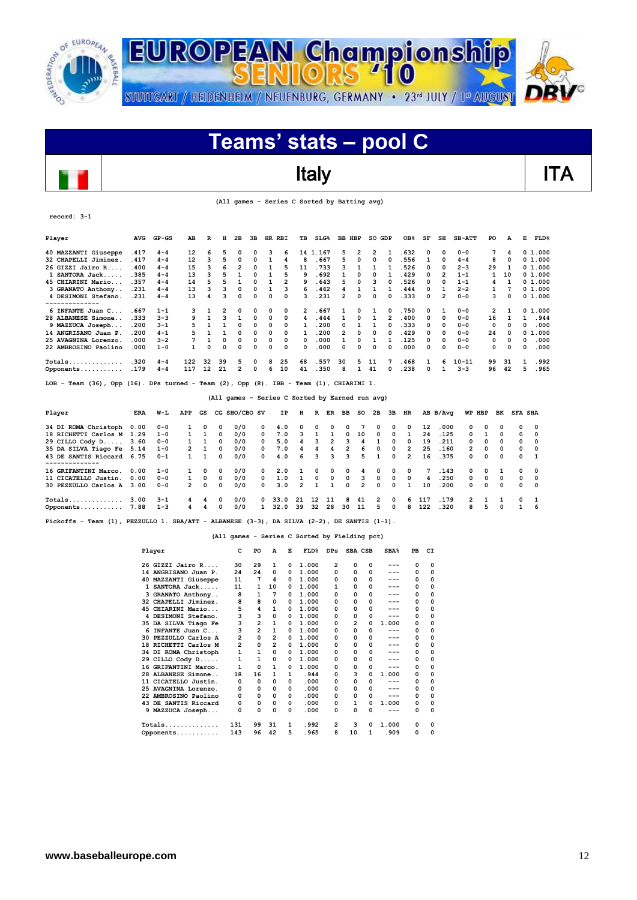# EUROPEAN Championship SENIORS '10

STUTTGART / HEIDENHEIM / NEUENBURG, GERMANY • 23rd JULY / 1st AUGUST

# Teams' stats – pool C

## Italy — ITA

(All games - Series C Sorted by Batting avg)

record: 3-1

| Player | AVG | GP-GS | AB | R | H | 2B | 3B | HR | RBI | TB | SLG% | BB | HBP | SO | GDP | OB% | SF | SH | SB-ATT | PO | A | E | FLD% |
|---|---|---|---|---|---|---|---|---|---|---|---|---|---|---|---|---|---|---|---|---|---|---|---|
| 40 MAZZANTI Giuseppe | .417 | 4-4 | 12 | 6 | 5 | 0 | 0 | 3 | 6 | 14 | 1.167 | 5 | 2 | 2 | 1 | .632 | 0 | 0 | 0-0 | 7 | 4 | 0 | 1.000 |
| 32 CHAPELLI Jiminez. | .417 | 4-4 | 12 | 3 | 5 | 0 | 0 | 1 | 4 | 8 | .667 | 5 | 0 | 0 | 0 | .556 | 1 | 0 | 4-4 | 8 | 0 | 0 | 1.000 |
| 26 GIZZI Jairo R..... | .400 | 4-4 | 15 | 3 | 6 | 2 | 0 | 1 | 5 | 11 | .733 | 3 | 1 | 1 | 1 | .526 | 0 | 0 | 2-3 | 29 | 1 | 0 | 1.000 |
| 1 SANTORA Jack..... | .385 | 4-4 | 13 | 3 | 5 | 1 | 0 | 1 | 5 | 9 | .692 | 1 | 0 | 0 | 1 | .429 | 0 | 2 | 1-1 | 1 | 10 | 0 | 1.000 |
| 45 CHIARINI Mario... | .357 | 4-4 | 14 | 5 | 5 | 1 | 0 | 1 | 2 | 9 | .643 | 5 | 0 | 3 | 0 | .526 | 0 | 0 | 1-1 | 4 | 1 | 0 | 1.000 |
| 3 GRANATO Anthony.. | .231 | 4-4 | 13 | 3 | 3 | 0 | 0 | 1 | 3 | 6 | .462 | 4 | 1 | 1 | 1 | .444 | 0 | 1 | 2-2 | 1 | 7 | 0 | 1.000 |
| 4 DESIMONI Stefano. | .231 | 4-4 | 13 | 4 | 3 | 0 | 0 | 0 | 0 | 3 | .231 | 2 | 0 | 0 | 0 | .333 | 0 | 2 | 0-0 | 3 | 0 | 0 | 1.000 |
| 6 INFANTE Juan C... | .667 | 1-1 | 3 | 1 | 2 | 0 | 0 | 0 | 0 | 2 | .667 | 1 | 0 | 1 | 0 | .750 | 0 | 1 | 0-0 | 2 | 1 | 0 | 1.000 |
| 28 ALBANESE Simone.. | .333 | 3-3 | 9 | 1 | 3 | 1 | 0 | 0 | 0 | 4 | .444 | 1 | 0 | 1 | 2 | .400 | 0 | 0 | 0-0 | 16 | 1 | 1 | .944 |
| 9 MAZZUCA Joseph... | .200 | 3-1 | 5 | 1 | 1 | 0 | 0 | 0 | 0 | 1 | .200 | 0 | 1 | 1 | 0 | .333 | 0 | 0 | 0-0 | 0 | 0 | 0 | .000 |
| 14 ANGRISANO Juan P. | .200 | 4-1 | 5 | 1 | 1 | 0 | 0 | 0 | 0 | 1 | .200 | 2 | 0 | 0 | 0 | .429 | 0 | 0 | 0-0 | 24 | 0 | 0 | 1.000 |
| 25 AVAGNINA Lorenzo. | .000 | 3-2 | 7 | 1 | 0 | 0 | 0 | 0 | 0 | 0 | .000 | 1 | 0 | 1 | 1 | .125 | 0 | 0 | 0-0 | 0 | 0 | 0 | .000 |
| 22 AMBROSINO Paolino | .000 | 1-0 | 1 | 0 | 0 | 0 | 0 | 0 | 0 | 0 | .000 | 0 | 0 | 0 | 0 | .000 | 0 | 0 | 0-0 | 0 | 0 | 0 | .000 |
| Totals.............. | .320 | 4-4 | 122 | 32 | 39 | 5 | 0 | 8 | 25 | 68 | .557 | 30 | 5 | 11 | 7 | .468 | 1 | 6 | 10-11 | 99 | 31 | 1 | .992 |
| Opponents........... | .179 | 4-4 | 117 | 12 | 21 | 2 | 0 | 6 | 10 | 41 | .350 | 8 | 1 | 41 | 0 | .238 | 0 | 1 | 3-3 | 96 | 42 | 5 | .965 |

LOB - Team (36), Opp (16). DPs turned - Team (2), Opp (8). IBB - Team (1), CHIARINI 1.

(All games - Series C Sorted by Earned run avg)

| Player | ERA | W-L | APP | GS | CG | SHO/CBO | SV | IP | H | R | ER | BB | SO | 2B | 3B | HR | AB | B/Avg | WP | HBP | BK | SFA | SHA |
|---|---|---|---|---|---|---|---|---|---|---|---|---|---|---|---|---|---|---|---|---|---|---|---|
| 34 DI ROMA Christoph | 0.00 | 0-0 | 1 | 0 | 0 | 0/0 | 0 | 4.0 | 0 | 0 | 0 | 0 | 7 | 0 | 0 | 0 | 12 | .000 | 0 | 0 | 0 | 0 | 0 |
| 18 RICHETTI Carlos M | 1.29 | 1-0 | 1 | 1 | 0 | 0/0 | 0 | 7.0 | 3 | 1 | 1 | 0 | 10 | 0 | 0 | 1 | 24 | .125 | 0 | 1 | 0 | 0 | 0 |
| 29 CILLO Cody D..... | 3.60 | 0-0 | 1 | 1 | 0 | 0/0 | 0 | 5.0 | 4 | 3 | 2 | 3 | 4 | 1 | 0 | 0 | 19 | .211 | 0 | 0 | 0 | 0 | 0 |
| 35 DA SILVA Tiago Fe | 5.14 | 1-0 | 2 | 1 | 0 | 0/0 | 0 | 7.0 | 4 | 4 | 4 | 2 | 6 | 0 | 0 | 2 | 25 | .160 | 2 | 0 | 0 | 0 | 0 |
| 43 DE SANTIS Riccard | 6.75 | 0-1 | 1 | 1 | 0 | 0/0 | 0 | 4.0 | 6 | 3 | 3 | 3 | 5 | 1 | 0 | 2 | 16 | .375 | 0 | 0 | 0 | 0 | 1 |
| 16 GRIFANTINI Marco. | 0.00 | 1-0 | 1 | 0 | 0 | 0/0 | 0 | 2.0 | 1 | 0 | 0 | 0 | 4 | 0 | 0 | 0 | 7 | .143 | 0 | 0 | 1 | 0 | 0 |
| 11 CICATELLO Justin. | 0.00 | 0-0 | 1 | 0 | 0 | 0/0 | 0 | 1.0 | 1 | 0 | 0 | 0 | 3 | 0 | 0 | 0 | 4 | .250 | 0 | 0 | 0 | 0 | 0 |
| 30 PEZZULLO Carlos A | 3.00 | 0-0 | 2 | 0 | 0 | 0/0 | 0 | 3.0 | 2 | 1 | 1 | 0 | 2 | 0 | 0 | 1 | 10 | .200 | 0 | 0 | 0 | 0 | 0 |
| Totals.............. | 3.00 | 3-1 | 4 | 4 | 0 | 0/0 | 0 | 33.0 | 21 | 12 | 11 | 8 | 41 | 2 | 0 | 6 | 117 | .179 | 2 | 1 | 1 | 0 | 1 |
| Opponents........... | 7.88 | 1-3 | 4 | 4 | 0 | 0/0 | 1 | 32.0 | 39 | 32 | 28 | 30 | 11 | 5 | 0 | 8 | 122 | .320 | 8 | 5 | 0 | 1 | 6 |

Pickoffs - Team (1), PEZZULLO 1. SBA/ATT - ALBANESE (3-3), DA SILVA (2-2), DE SANTIS (1-1).

(All games - Series C Sorted by Fielding pct)

| Player | C | PO | A | E | FLD% | DPs | SBA | CSB | SBA% | PB | CI |
|---|---|---|---|---|---|---|---|---|---|---|---|
| 26 GIZZI Jairo R.... | 30 | 29 | 1 | 0 | 1.000 | 2 | 0 | 0 | --- | 0 | 0 |
| 14 ANGRISANO Juan P. | 24 | 24 | 0 | 0 | 1.000 | 0 | 0 | 0 | --- | 0 | 0 |
| 40 MAZZANTI Giuseppe | 11 | 7 | 4 | 0 | 1.000 | 0 | 0 | 0 | --- | 0 | 0 |
| 1 SANTORA Jack..... | 11 | 1 | 10 | 0 | 1.000 | 1 | 0 | 0 | --- | 0 | 0 |
| 3 GRANATO Anthony.. | 8 | 1 | 7 | 0 | 1.000 | 0 | 0 | 0 | --- | 0 | 0 |
| 32 CHAPELLI Jiminez. | 8 | 8 | 0 | 0 | 1.000 | 0 | 0 | 0 | --- | 0 | 0 |
| 45 CHIARINI Mario... | 5 | 4 | 1 | 0 | 1.000 | 0 | 0 | 0 | --- | 0 | 0 |
| 4 DESIMONI Stefano. | 3 | 3 | 0 | 0 | 1.000 | 0 | 0 | 0 | --- | 0 | 0 |
| 35 DA SILVA Tiago Fe | 3 | 2 | 1 | 0 | 1.000 | 0 | 2 | 0 | 1.000 | 0 | 0 |
| 6 INFANTE Juan C... | 3 | 2 | 1 | 0 | 1.000 | 0 | 0 | 0 | --- | 0 | 0 |
| 30 PEZZULLO Carlos A | 2 | 0 | 2 | 0 | 1.000 | 0 | 0 | 0 | --- | 0 | 0 |
| 18 RICHETTI Carlos M | 2 | 0 | 2 | 0 | 1.000 | 0 | 0 | 0 | --- | 0 | 0 |
| 34 DI ROMA Christoph | 1 | 1 | 0 | 0 | 1.000 | 0 | 0 | 0 | --- | 0 | 0 |
| 29 CILLO Cody D..... | 1 | 1 | 0 | 0 | 1.000 | 0 | 0 | 0 | --- | 0 | 0 |
| 16 GRIFANTINI Marco. | 1 | 0 | 1 | 0 | 1.000 | 0 | 0 | 0 | --- | 0 | 0 |
| 28 ALBANESE Simone.. | 18 | 16 | 1 | 1 | .944 | 0 | 3 | 0 | 1.000 | 0 | 0 |
| 11 CICATELLO Justin. | 0 | 0 | 0 | 0 | .000 | 0 | 0 | 0 | --- | 0 | 0 |
| 25 AVAGNINA Lorenzo. | 0 | 0 | 0 | 0 | .000 | 0 | 0 | 0 | --- | 0 | 0 |
| 22 AMBROSINO Paolino | 0 | 0 | 0 | 0 | .000 | 0 | 0 | 0 | --- | 0 | 0 |
| 43 DE SANTIS Riccard | 0 | 0 | 0 | 0 | .000 | 0 | 1 | 0 | 1.000 | 0 | 0 |
| 9 MAZZUCA Joseph... | 0 | 0 | 0 | 0 | .000 | 0 | 0 | 0 | --- | 0 | 0 |
| Totals.............. | 131 | 99 | 31 | 1 | .992 | 2 | 3 | 0 | 1.000 | 0 | 0 |
| Opponents........... | 143 | 96 | 42 | 5 | .965 | 8 | 10 | 1 | .909 | 0 | 0 |

www.baseballeurope.com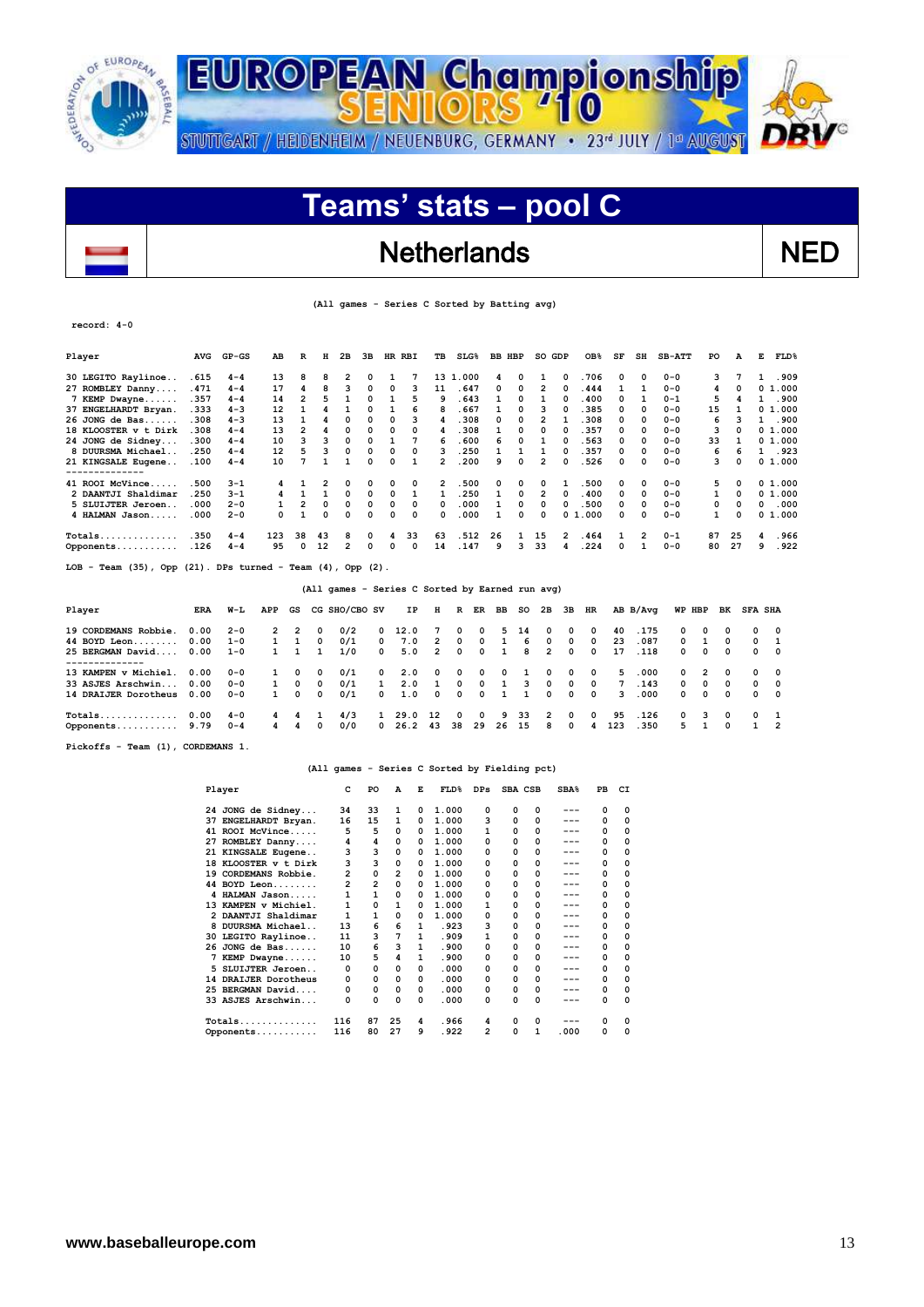# EUROPEAN Championship SENIORS '10

STUTTGART / HEIDENHEIM / NEUENBURG, GERMANY • 23rd JULY / 1st AUGUST

## Teams' stats – pool C

## Netherlands — NED

(All games - Series C Sorted by Batting avg)

record: 4-0

| Player | AVG | GP-GS | AB | R | H | 2B | 3B | HR | RBI | TB | SLG% | BB | HBP | SO | GDP | OB% | SF | SH | SB-ATT | PO | A | E | FLD% |
|---|---|---|---|---|---|---|---|---|---|---|---|---|---|---|---|---|---|---|---|---|---|---|---|
| 30 LEGITO Raylinoe.. | .615 | 4-4 | 13 | 8 | 8 | 2 | 0 | 1 | 7 | 13 | 1.000 | 4 | 0 | 1 | 0 | .706 | 0 | 0 | 0-0 | 3 | 7 | 1 | .909 |
| 27 ROMBLEY Danny.... | .471 | 4-4 | 17 | 4 | 8 | 3 | 0 | 0 | 3 | 11 | .647 | 0 | 0 | 2 | 0 | .444 | 1 | 1 | 0-0 | 4 | 0 | 0 | 1.000 |
| 7 KEMP Dwayne...... | .357 | 4-4 | 14 | 2 | 5 | 1 | 0 | 1 | 5 | 9 | .643 | 1 | 0 | 1 | 0 | .400 | 0 | 1 | 0-1 | 5 | 4 | 1 | .900 |
| 37 ENGELHARDT Bryan. | .333 | 4-3 | 12 | 1 | 4 | 1 | 0 | 1 | 6 | 8 | .667 | 1 | 0 | 3 | 0 | .385 | 0 | 0 | 0-0 | 15 | 1 | 0 | 1.000 |
| 26 JONG de Bas...... | .308 | 4-3 | 13 | 1 | 4 | 0 | 0 | 0 | 3 | 4 | .308 | 0 | 0 | 2 | 1 | .308 | 0 | 0 | 0-0 | 6 | 3 | 1 | .900 |
| 18 KLOOSTER v t Dirk | .308 | 4-4 | 13 | 2 | 4 | 0 | 0 | 0 | 0 | 4 | .308 | 1 | 0 | 0 | 0 | .357 | 0 | 0 | 0-0 | 3 | 0 | 0 | 1.000 |
| 24 JONG de Sidney... | .300 | 4-4 | 10 | 3 | 3 | 0 | 0 | 1 | 7 | 6 | .600 | 6 | 0 | 1 | 0 | .563 | 0 | 0 | 0-0 | 33 | 1 | 0 | 1.000 |
| 8 DUURSMA Michael.. | .250 | 4-4 | 12 | 5 | 3 | 0 | 0 | 0 | 0 | 3 | .250 | 1 | 1 | 1 | 0 | .357 | 0 | 0 | 0-0 | 6 | 6 | 1 | .923 |
| 21 KINGSALE Eugene.. | .100 | 4-4 | 10 | 7 | 1 | 1 | 0 | 0 | 1 | 2 | .200 | 9 | 0 | 2 | 0 | .526 | 0 | 0 | 0-0 | 3 | 0 | 0 | 1.000 |
| 41 ROOI McVince..... | .500 | 3-1 | 4 | 1 | 2 | 0 | 0 | 0 | 0 | 2 | .500 | 0 | 0 | 0 | 1 | .500 | 0 | 0 | 0-0 | 5 | 0 | 0 | 1.000 |
| 2 DAANTJI Shaldimar | .250 | 3-1 | 4 | 1 | 1 | 0 | 0 | 0 | 1 | 1 | .250 | 1 | 0 | 2 | 0 | .400 | 0 | 0 | 0-0 | 1 | 0 | 0 | 1.000 |
| 5 SLUIJTER Jeroen.. | .000 | 2-0 | 1 | 2 | 0 | 0 | 0 | 0 | 0 | 0 | .000 | 1 | 0 | 0 | 0 | .500 | 0 | 0 | 0-0 | 0 | 0 | 0 | .000 |
| 4 HALMAN Jason..... | .000 | 2-0 | 0 | 1 | 0 | 0 | 0 | 0 | 0 | 0 | .000 | 1 | 0 | 0 | 0 | 1.000 | 0 | 0 | 0-0 | 1 | 0 | 0 | 1.000 |
| Totals.............. | .350 | 4-4 | 123 | 38 | 43 | 8 | 0 | 4 | 33 | 63 | .512 | 26 | 1 | 15 | 2 | .464 | 1 | 2 | 0-1 | 87 | 25 | 4 | .966 |
| Opponents........... | .126 | 4-4 | 95 | 0 | 12 | 2 | 0 | 0 | 0 | 14 | .147 | 9 | 3 | 33 | 4 | .224 | 0 | 1 | 0-0 | 80 | 27 | 9 | .922 |

LOB - Team (35), Opp (21). DPs turned - Team (4), Opp (2).

(All games - Series C Sorted by Earned run avg)

| Player | ERA | W-L | APP | GS | CG | SHO/CBO | SV | IP | H | R | ER | BB | SO | 2B | 3B | HR | AB | B/Avg | WP | HBP | BK | SFA | SHA |
|---|---|---|---|---|---|---|---|---|---|---|---|---|---|---|---|---|---|---|---|---|---|---|---|
| 19 CORDEMANS Robbie. | 0.00 | 2-0 | 2 | 2 | 0 | 0/2 | 0 | 12.0 | 7 | 0 | 0 | 5 | 14 | 0 | 0 | 0 | 40 | .175 | 0 | 0 | 0 | 0 | 0 |
| 44 BOYD Leon........ | 0.00 | 1-0 | 1 | 1 | 0 | 0/1 | 0 | 7.0 | 2 | 0 | 0 | 1 | 6 | 0 | 0 | 0 | 23 | .087 | 0 | 1 | 0 | 0 | 1 |
| 25 BERGMAN David.... | 0.00 | 1-0 | 1 | 1 | 1 | 1/0 | 0 | 5.0 | 2 | 0 | 0 | 1 | 8 | 2 | 0 | 0 | 17 | .118 | 0 | 0 | 0 | 0 | 0 |
| 13 KAMPEN v Michiel. | 0.00 | 0-0 | 1 | 0 | 0 | 0/1 | 0 | 2.0 | 0 | 0 | 0 | 0 | 1 | 0 | 0 | 0 | 5 | .000 | 0 | 2 | 0 | 0 | 0 |
| 33 ASJES Arschwin... | 0.00 | 0-0 | 1 | 0 | 0 | 0/1 | 1 | 2.0 | 1 | 0 | 0 | 1 | 3 | 0 | 0 | 0 | 7 | .143 | 0 | 0 | 0 | 0 | 0 |
| 14 DRAIJER Dorotheus | 0.00 | 0-0 | 1 | 0 | 0 | 0/1 | 0 | 1.0 | 0 | 0 | 0 | 1 | 1 | 0 | 0 | 0 | 3 | .000 | 0 | 0 | 0 | 0 | 0 |
| Totals.............. | 0.00 | 4-0 | 4 | 4 | 1 | 4/3 | 1 | 29.0 | 12 | 0 | 0 | 9 | 33 | 2 | 0 | 0 | 95 | .126 | 0 | 3 | 0 | 0 | 1 |
| Opponents........... | 9.79 | 0-4 | 4 | 4 | 0 | 0/0 | 0 | 26.2 | 43 | 38 | 29 | 26 | 15 | 8 | 0 | 4 | 123 | .350 | 5 | 1 | 0 | 1 | 2 |

Pickoffs - Team (1), CORDEMANS 1.

(All games - Series C Sorted by Fielding pct)

| Player | C | PO | A | E | FLD% | DPs | SBA | CSB | SBA% | PB | CI |
|---|---|---|---|---|---|---|---|---|---|---|---|
| 24 JONG de Sidney... | 34 | 33 | 1 | 0 | 1.000 | 0 | 0 | 0 | --- | 0 | 0 |
| 37 ENGELHARDT Bryan. | 16 | 15 | 1 | 0 | 1.000 | 3 | 0 | 0 | --- | 0 | 0 |
| 41 ROOI McVince..... | 5 | 5 | 0 | 0 | 1.000 | 1 | 0 | 0 | --- | 0 | 0 |
| 27 ROMBLEY Danny.... | 4 | 4 | 0 | 0 | 1.000 | 0 | 0 | 0 | --- | 0 | 0 |
| 21 KINGSALE Eugene.. | 3 | 3 | 0 | 0 | 1.000 | 0 | 0 | 0 | --- | 0 | 0 |
| 18 KLOOSTER v t Dirk | 3 | 3 | 0 | 0 | 1.000 | 0 | 0 | 0 | --- | 0 | 0 |
| 19 CORDEMANS Robbie. | 2 | 0 | 2 | 0 | 1.000 | 0 | 0 | 0 | --- | 0 | 0 |
| 44 BOYD Leon........ | 2 | 2 | 0 | 0 | 1.000 | 0 | 0 | 0 | --- | 0 | 0 |
| 4 HALMAN Jason..... | 1 | 1 | 0 | 0 | 1.000 | 0 | 0 | 0 | --- | 0 | 0 |
| 13 KAMPEN v Michiel. | 1 | 0 | 1 | 0 | 1.000 | 1 | 0 | 0 | --- | 0 | 0 |
| 2 DAANTJI Shaldimar | 1 | 1 | 0 | 0 | 1.000 | 0 | 0 | 0 | --- | 0 | 0 |
| 8 DUURSMA Michael.. | 13 | 6 | 6 | 1 | .923 | 3 | 0 | 0 | --- | 0 | 0 |
| 30 LEGITO Raylinoe.. | 11 | 3 | 7 | 1 | .909 | 1 | 0 | 0 | --- | 0 | 0 |
| 26 JONG de Bas...... | 10 | 6 | 3 | 1 | .900 | 0 | 0 | 0 | --- | 0 | 0 |
| 7 KEMP Dwayne...... | 10 | 5 | 4 | 1 | .900 | 0 | 0 | 0 | --- | 0 | 0 |
| 5 SLUIJTER Jeroen.. | 0 | 0 | 0 | 0 | .000 | 0 | 0 | 0 | --- | 0 | 0 |
| 14 DRAIJER Dorotheus | 0 | 0 | 0 | 0 | .000 | 0 | 0 | 0 | --- | 0 | 0 |
| 25 BERGMAN David.... | 0 | 0 | 0 | 0 | .000 | 0 | 0 | 0 | --- | 0 | 0 |
| 33 ASJES Arschwin... | 0 | 0 | 0 | 0 | .000 | 0 | 0 | 0 | --- | 0 | 0 |
| Totals.............. | 116 | 87 | 25 | 4 | .966 | 4 | 0 | 0 | --- | 0 | 0 |
| Opponents........... | 116 | 80 | 27 | 9 | .922 | 2 | 0 | 1 | .000 | 0 | 0 |

www.baseballeurope.com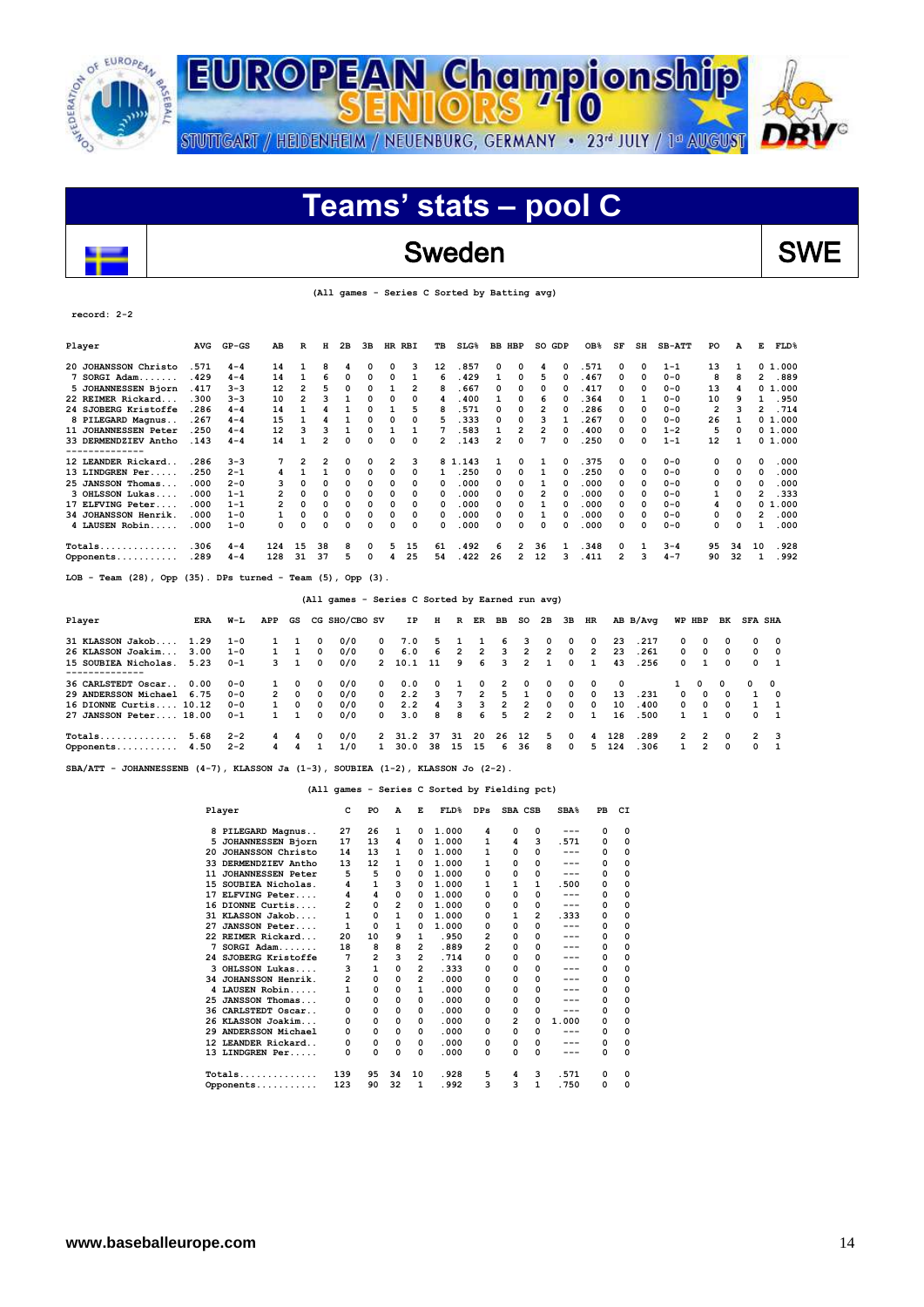# EUROPEAN Championship SENIORS '10

STUTTGART / HEIDENHEIM / NEUENBURG, GERMANY • 23rd JULY / 1st AUGUST

## Teams' stats – pool C

## Sweden — SWE

(All games - Series C Sorted by Batting avg)

record: 2-2

| Player | AVG | GP-GS | AB | R | H | 2B | 3B | HR | RBI | TB | SLG% | BB | HBP | SO | GDP | OB% | SF | SH | SB-ATT | PO | A | E | FLD% |
|---|---|---|---|---|---|---|---|---|---|---|---|---|---|---|---|---|---|---|---|---|---|---|---|
| 20 JOHANSSON Christo | .571 | 4-4 | 14 | 1 | 8 | 4 | 0 | 0 | 3 | 12 | .857 | 0 | 0 | 4 | 0 | .571 | 0 | 0 | 1-1 | 13 | 1 | 0 | 1.000 |
| 7 SORGI Adam........ | .429 | 4-4 | 14 | 1 | 6 | 0 | 0 | 0 | 1 | 6 | .429 | 1 | 0 | 5 | 0 | .467 | 0 | 0 | 0-0 | 8 | 8 | 2 | .889 |
| 5 JOHANNESSEN Bjorn | .417 | 3-3 | 12 | 2 | 5 | 0 | 0 | 1 | 2 | 8 | .667 | 0 | 0 | 0 | 0 | .417 | 0 | 0 | 0-0 | 13 | 4 | 0 | 1.000 |
| 22 REIMER Rickard... | .300 | 3-3 | 10 | 2 | 3 | 1 | 0 | 0 | 0 | 4 | .400 | 1 | 0 | 6 | 0 | .364 | 0 | 1 | 0-0 | 10 | 9 | 1 | .950 |
| 24 SJOBERG Kristoffe | .286 | 4-4 | 14 | 1 | 4 | 1 | 0 | 1 | 5 | 8 | .571 | 0 | 0 | 2 | 0 | .286 | 0 | 0 | 0-0 | 2 | 3 | 2 | .714 |
| 8 PILEGARD Magnus.. | .267 | 4-4 | 15 | 1 | 4 | 1 | 0 | 0 | 0 | 5 | .333 | 0 | 0 | 3 | 1 | .267 | 0 | 0 | 0-0 | 26 | 1 | 0 | 1.000 |
| 11 JOHANNESSEN Peter | .250 | 4-4 | 12 | 3 | 3 | 1 | 0 | 1 | 1 | 7 | .583 | 1 | 2 | 2 | 0 | .400 | 0 | 0 | 1-2 | 5 | 0 | 0 | 1.000 |
| 33 DERMENDZIEV Antho | .143 | 4-4 | 14 | 1 | 2 | 0 | 0 | 0 | 0 | 2 | .143 | 2 | 0 | 7 | 0 | .250 | 0 | 0 | 1-1 | 12 | 1 | 0 | 1.000 |
| 12 LEANDER Rickard.. | .286 | 3-3 | 7 | 2 | 2 | 0 | 0 | 2 | 3 | 8 | 1.143 | 1 | 0 | 1 | 0 | .375 | 0 | 0 | 0-0 | 0 | 0 | 0 | .000 |
| 13 LINDGREN Per..... | .250 | 2-1 | 4 | 1 | 1 | 0 | 0 | 0 | 0 | 1 | .250 | 0 | 0 | 1 | 0 | .250 | 0 | 0 | 0-0 | 0 | 0 | 0 | .000 |
| 25 JANSSON Thomas... | .000 | 2-0 | 3 | 0 | 0 | 0 | 0 | 0 | 0 | 0 | .000 | 0 | 0 | 1 | 0 | .000 | 0 | 0 | 0-0 | 0 | 0 | 0 | .000 |
| 3 OHLSSON Lukas.... | .000 | 1-1 | 2 | 0 | 0 | 0 | 0 | 0 | 0 | 0 | .000 | 0 | 0 | 2 | 0 | .000 | 0 | 0 | 0-0 | 1 | 0 | 2 | .333 |
| 17 ELFVING Peter.... | .000 | 1-1 | 2 | 0 | 0 | 0 | 0 | 0 | 0 | 0 | .000 | 0 | 0 | 1 | 0 | .000 | 0 | 0 | 0-0 | 4 | 0 | 0 | 1.000 |
| 34 JOHANSSON Henrik. | .000 | 1-0 | 1 | 0 | 0 | 0 | 0 | 0 | 0 | 0 | .000 | 0 | 0 | 1 | 0 | .000 | 0 | 0 | 0-0 | 0 | 0 | 2 | .000 |
| 4 LAUSEN Robin..... | .000 | 1-0 | 0 | 0 | 0 | 0 | 0 | 0 | 0 | 0 | .000 | 0 | 0 | 0 | 0 | .000 | 0 | 0 | 0-0 | 0 | 0 | 1 | .000 |
| Totals.............. | .306 | 4-4 | 124 | 15 | 38 | 8 | 0 | 5 | 15 | 61 | .492 | 6 | 2 | 36 | 1 | .348 | 0 | 1 | 3-4 | 95 | 34 | 10 | .928 |
| Opponents........... | .289 | 4-4 | 128 | 31 | 37 | 5 | 0 | 4 | 25 | 54 | .422 | 26 | 2 | 12 | 3 | .411 | 2 | 3 | 4-7 | 90 | 32 | 1 | .992 |

LOB - Team (28), Opp (35). DPs turned - Team (5), Opp (3).

(All games - Series C Sorted by Earned run avg)

| Player | ERA | W-L | APP | GS | CG | SHO/CBO | SV | IP | H | R | ER | BB | SO | 2B | 3B | HR | AB | B/Avg | WP | HBP | BK | SFA | SHA |
|---|---|---|---|---|---|---|---|---|---|---|---|---|---|---|---|---|---|---|---|---|---|---|---|
| 31 KLASSON Jakob.... | 1.29 | 1-0 | 1 | 1 | 0 | 0/0 | 0 | 7.0 | 5 | 1 | 1 | 6 | 3 | 0 | 0 | 0 | 23 | .217 | 0 | 0 | 0 | 0 | 0 |
| 26 KLASSON Joakim... | 3.00 | 1-0 | 1 | 1 | 0 | 0/0 | 0 | 6.0 | 6 | 2 | 2 | 3 | 2 | 2 | 0 | 2 | 23 | .261 | 0 | 0 | 0 | 0 | 0 |
| 15 SOUBIEA Nicholas. | 5.23 | 0-1 | 3 | 1 | 0 | 0/0 | 2 | 10.1 | 11 | 9 | 6 | 3 | 2 | 1 | 0 | 1 | 43 | .256 | 0 | 1 | 0 | 0 | 1 |
| 36 CARLSTEDT Oscar.. | 0.00 | 0-0 | 1 | 0 | 0 | 0/0 | 0 | 0.0 | 0 | 1 | 0 | 2 | 0 | 0 | 0 | 0 | 0 | | 1 | 0 | 0 | 0 | 0 |
| 29 ANDERSSON Michael | 6.75 | 0-0 | 2 | 0 | 0 | 0/0 | 0 | 2.2 | 3 | 7 | 2 | 5 | 1 | 0 | 0 | 0 | 13 | .231 | 0 | 0 | 0 | 1 | 0 |
| 16 DIONNE Curtis.... | 10.12 | 0-0 | 1 | 0 | 0 | 0/0 | 0 | 2.2 | 4 | 3 | 3 | 2 | 2 | 0 | 0 | 0 | 10 | .400 | 0 | 0 | 0 | 1 | 1 |
| 27 JANSSON Peter.... | 18.00 | 0-1 | 1 | 1 | 0 | 0/0 | 0 | 3.0 | 8 | 8 | 6 | 5 | 2 | 2 | 0 | 1 | 16 | .500 | 1 | 1 | 0 | 0 | 1 |
| Totals.............. | 5.68 | 2-2 | 4 | 4 | 0 | 0/0 | 2 | 31.2 | 37 | 31 | 20 | 26 | 12 | 5 | 0 | 4 | 128 | .289 | 2 | 2 | 0 | 2 | 3 |
| Opponents........... | 4.50 | 2-2 | 4 | 4 | 1 | 1/0 | 1 | 30.0 | 38 | 15 | 15 | 6 | 36 | 8 | 0 | 5 | 124 | .306 | 1 | 2 | 0 | 0 | 1 |

SBA/ATT - JOHANNESSENB (4-7), KLASSON Ja (1-3), SOUBIEA (1-2), KLASSON Jo (2-2).

(All games - Series C Sorted by Fielding pct)

| Player | C | PO | A | E | FLD% | DPs | SBA | CSB | SBA% | PB | CI |
|---|---|---|---|---|---|---|---|---|---|---|---|
| 8 PILEGARD Magnus.. | 27 | 26 | 1 | 0 | 1.000 | 4 | 0 | 0 | --- | 0 | 0 |
| 5 JOHANNESSEN Bjorn | 17 | 13 | 4 | 0 | 1.000 | 1 | 4 | 3 | .571 | 0 | 0 |
| 20 JOHANSSON Christo | 14 | 13 | 1 | 0 | 1.000 | 1 | 0 | 0 | --- | 0 | 0 |
| 33 DERMENDZIEV Antho | 13 | 12 | 1 | 0 | 1.000 | 1 | 0 | 0 | --- | 0 | 0 |
| 11 JOHANNESSEN Peter | 5 | 5 | 0 | 0 | 1.000 | 0 | 0 | 0 | --- | 0 | 0 |
| 15 SOUBIEA Nicholas. | 4 | 1 | 3 | 0 | 1.000 | 1 | 1 | 1 | .500 | 0 | 0 |
| 17 ELFVING Peter.... | 4 | 4 | 0 | 0 | 1.000 | 0 | 0 | 0 | --- | 0 | 0 |
| 16 DIONNE Curtis.... | 2 | 0 | 2 | 0 | 1.000 | 0 | 0 | 0 | --- | 0 | 0 |
| 31 KLASSON Jakob.... | 1 | 0 | 1 | 0 | 1.000 | 0 | 1 | 2 | .333 | 0 | 0 |
| 27 JANSSON Peter.... | 1 | 0 | 1 | 0 | 1.000 | 0 | 0 | 0 | --- | 0 | 0 |
| 22 REIMER Rickard... | 20 | 10 | 9 | 1 | .950 | 2 | 0 | 0 | --- | 0 | 0 |
| 7 SORGI Adam....... | 18 | 8 | 8 | 2 | .889 | 2 | 0 | 0 | --- | 0 | 0 |
| 24 SJOBERG Kristoffe | 7 | 2 | 3 | 2 | .714 | 0 | 0 | 0 | --- | 0 | 0 |
| 3 OHLSSON Lukas.... | 3 | 1 | 0 | 2 | .333 | 0 | 0 | 0 | --- | 0 | 0 |
| 34 JOHANSSON Henrik. | 2 | 0 | 0 | 2 | .000 | 0 | 0 | 0 | --- | 0 | 0 |
| 4 LAUSEN Robin..... | 1 | 0 | 0 | 1 | .000 | 0 | 0 | 0 | --- | 0 | 0 |
| 25 JANSSON Thomas... | 0 | 0 | 0 | 0 | .000 | 0 | 0 | 0 | --- | 0 | 0 |
| 36 CARLSTEDT Oscar.. | 0 | 0 | 0 | 0 | .000 | 0 | 0 | 0 | --- | 0 | 0 |
| 26 KLASSON Joakim... | 0 | 0 | 0 | 0 | .000 | 0 | 2 | 0 | 1.000 | 0 | 0 |
| 29 ANDERSSON Michael | 0 | 0 | 0 | 0 | .000 | 0 | 0 | 0 | --- | 0 | 0 |
| 12 LEANDER Rickard.. | 0 | 0 | 0 | 0 | .000 | 0 | 0 | 0 | --- | 0 | 0 |
| 13 LINDGREN Per..... | 0 | 0 | 0 | 0 | .000 | 0 | 0 | 0 | --- | 0 | 0 |
| Totals.............. | 139 | 95 | 34 | 10 | .928 | 5 | 4 | 3 | .571 | 0 | 0 |
| Opponents........... | 123 | 90 | 32 | 1 | .992 | 3 | 3 | 1 | .750 | 0 | 0 |

www.baseballeurope.com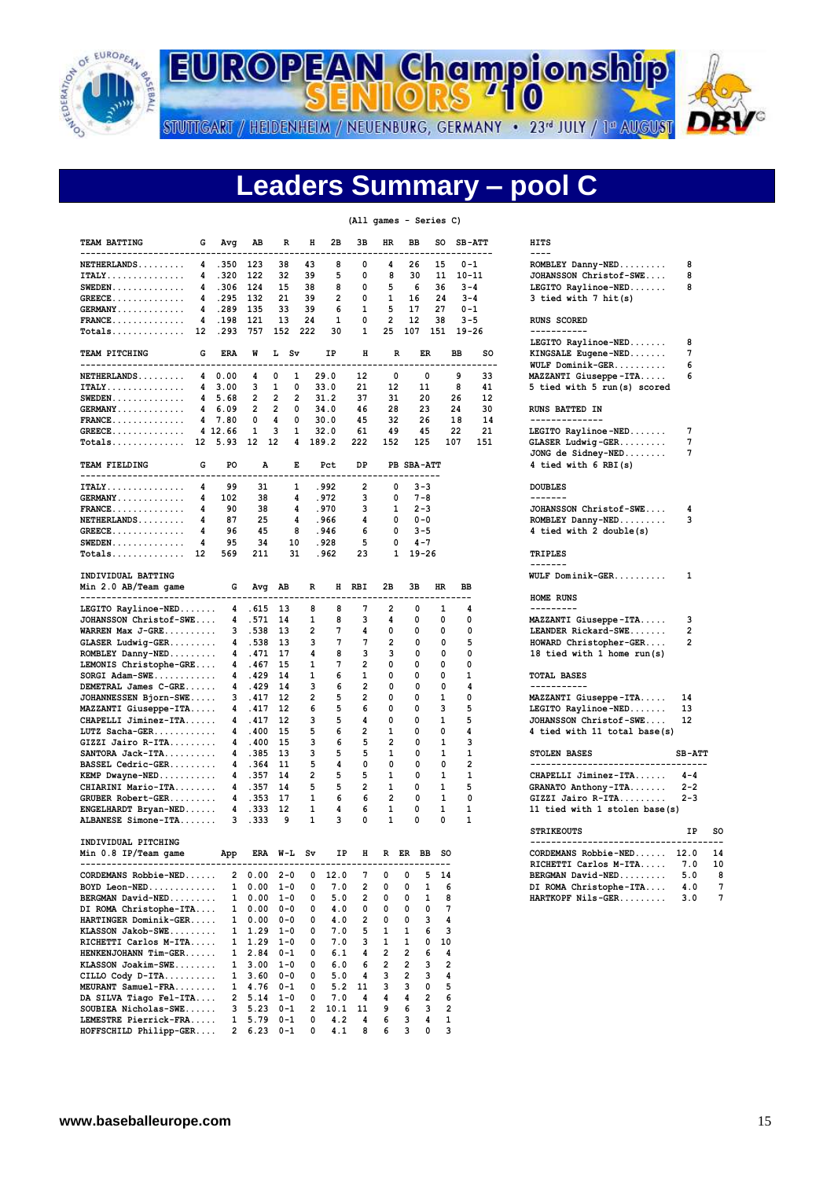# EUROPEAN Championship SENIORS '10

STUTTGART / HEIDENHEIM / NEUENBURG, GERMANY • 23rd JULY / 1st AUGUST

## Leaders Summary – pool C

(All games - Series C)

### TEAM BATTING

| TEAM BATTING | G | Avg | AB | R | H | 2B | 3B | HR | BB | SO | SB-ATT |
|---|---|---|---|---|---|---|---|---|---|---|---|
| NETHERLANDS | 4 | .350 | 123 | 38 | 43 | 8 | 0 | 4 | 26 | 15 | 0-1 |
| ITALY | 4 | .320 | 122 | 32 | 39 | 5 | 0 | 8 | 30 | 11 | 10-11 |
| SWEDEN | 4 | .306 | 124 | 15 | 38 | 8 | 0 | 5 | 6 | 36 | 3-4 |
| GREECE | 4 | .295 | 132 | 21 | 39 | 2 | 0 | 1 | 16 | 24 | 3-4 |
| GERMANY | 4 | .289 | 135 | 33 | 39 | 6 | 1 | 5 | 17 | 27 | 0-1 |
| FRANCE | 4 | .198 | 121 | 13 | 24 | 1 | 0 | 2 | 12 | 38 | 3-5 |
| Totals | 12 | .293 | 757 | 152 | 222 | 30 | 1 | 25 | 107 | 151 | 19-26 |

### TEAM PITCHING

| TEAM PITCHING | G | ERA | W | L | Sv | IP | H | R | ER | BB | SO |
|---|---|---|---|---|---|---|---|---|---|---|---|
| NETHERLANDS | 4 | 0.00 | 4 | 0 | 1 | 29.0 | 12 | 0 | 0 | 9 | 33 |
| ITALY | 4 | 3.00 | 3 | 1 | 0 | 33.0 | 21 | 12 | 11 | 8 | 41 |
| SWEDEN | 4 | 5.68 | 2 | 2 | 2 | 31.2 | 37 | 31 | 20 | 26 | 12 |
| GERMANY | 4 | 6.09 | 2 | 2 | 0 | 34.0 | 46 | 28 | 23 | 24 | 30 |
| FRANCE | 4 | 7.80 | 0 | 4 | 0 | 30.0 | 45 | 32 | 26 | 18 | 14 |
| GREECE | 4 | 12.66 | 1 | 3 | 1 | 32.0 | 61 | 49 | 45 | 22 | 21 |
| Totals | 12 | 5.93 | 12 | 12 | 4 | 189.2 | 222 | 152 | 125 | 107 | 151 |

### TEAM FIELDING

| TEAM FIELDING | G | PO | A | E | Pct | DP | PB | SBA-ATT |
|---|---|---|---|---|---|---|---|---|
| ITALY | 4 | 99 | 31 | 1 | .992 | 2 | 0 | 3-3 |
| GERMANY | 4 | 102 | 38 | 4 | .972 | 3 | 0 | 7-8 |
| FRANCE | 4 | 90 | 38 | 4 | .970 | 3 | 1 | 2-3 |
| NETHERLANDS | 4 | 87 | 25 | 4 | .966 | 4 | 0 | 0-0 |
| GREECE | 4 | 96 | 45 | 8 | .946 | 6 | 0 | 3-5 |
| SWEDEN | 4 | 95 | 34 | 10 | .928 | 5 | 0 | 4-7 |
| Totals | 12 | 569 | 211 | 31 | .962 | 23 | 1 | 19-26 |

### INDIVIDUAL BATTING

Min 2.0 AB/Team game

| Player | G | Avg | AB | R | H | RBI | 2B | 3B | HR | BB |
|---|---|---|---|---|---|---|---|---|---|---|
| LEGITO Raylinoe-NED | 4 | .615 | 13 | 8 | 8 | 7 | 2 | 0 | 1 | 4 |
| JOHANSSON Christof-SWE | 4 | .571 | 14 | 1 | 8 | 3 | 4 | 0 | 0 | 0 |
| WARREN Max J-GRE | 3 | .538 | 13 | 2 | 7 | 4 | 0 | 0 | 0 | 0 |
| GLASER Ludwig-GER | 4 | .538 | 13 | 3 | 7 | 7 | 2 | 0 | 0 | 5 |
| ROMBLEY Danny-NED | 4 | .471 | 17 | 4 | 8 | 3 | 3 | 0 | 0 | 0 |
| LEMONIS Christophe-GRE | 4 | .467 | 15 | 1 | 7 | 2 | 0 | 0 | 0 | 0 |
| SORGI Adam-SWE | 4 | .429 | 14 | 1 | 6 | 1 | 0 | 0 | 0 | 1 |
| DEMETRAL James C-GRE | 4 | .429 | 14 | 3 | 6 | 2 | 0 | 0 | 0 | 4 |
| JOHANNESSEN Bjorn-SWE | 3 | .417 | 12 | 2 | 5 | 2 | 0 | 0 | 1 | 0 |
| MAZZANTI Giuseppe-ITA | 4 | .417 | 12 | 6 | 5 | 6 | 0 | 0 | 3 | 5 |
| CHAPELLI Jiminez-ITA | 4 | .417 | 12 | 3 | 5 | 4 | 0 | 0 | 1 | 5 |
| LUTZ Sacha-GER | 4 | .400 | 15 | 5 | 6 | 2 | 1 | 0 | 0 | 4 |
| GIZZI Jairo R-ITA | 4 | .400 | 15 | 3 | 6 | 5 | 2 | 0 | 1 | 3 |
| SANTORA Jack-ITA | 4 | .385 | 13 | 3 | 5 | 5 | 1 | 0 | 1 | 1 |
| BASSEL Cedric-GER | 4 | .364 | 11 | 5 | 4 | 0 | 0 | 0 | 0 | 2 |
| KEMP Dwayne-NED | 4 | .357 | 14 | 2 | 5 | 5 | 1 | 0 | 1 | 1 |
| CHIARINI Mario-ITA | 4 | .357 | 14 | 5 | 5 | 2 | 1 | 0 | 1 | 5 |
| GRUBER Robert-GER | 4 | .353 | 17 | 1 | 6 | 6 | 2 | 0 | 1 | 0 |
| ENGELHARDT Bryan-NED | 4 | .333 | 12 | 1 | 4 | 6 | 1 | 0 | 1 | 1 |
| ALBANESE Simone-ITA | 3 | .333 | 9 | 1 | 3 | 0 | 1 | 0 | 0 | 1 |

### INDIVIDUAL PITCHING

Min 0.8 IP/Team game

| Player | App | ERA | W-L | Sv | IP | H | R | ER | BB | SO |
|---|---|---|---|---|---|---|---|---|---|---|
| CORDEMANS Robbie-NED | 2 | 0.00 | 2-0 | 0 | 12.0 | 7 | 0 | 0 | 5 | 14 |
| BOYD Leon-NED | 1 | 0.00 | 1-0 | 0 | 7.0 | 2 | 0 | 0 | 1 | 6 |
| BERGMAN David-NED | 1 | 0.00 | 1-0 | 0 | 5.0 | 2 | 0 | 0 | 1 | 8 |
| DI ROMA Christophe-ITA | 1 | 0.00 | 0-0 | 0 | 4.0 | 0 | 0 | 0 | 0 | 7 |
| HARTINGER Dominik-GER | 1 | 0.00 | 0-0 | 0 | 4.0 | 2 | 0 | 0 | 3 | 4 |
| KLASSON Jakob-SWE | 1 | 1.29 | 1-0 | 0 | 7.0 | 5 | 1 | 1 | 6 | 3 |
| RICHETTI Carlos M-ITA | 1 | 1.29 | 1-0 | 0 | 7.0 | 3 | 1 | 1 | 0 | 10 |
| HENKENJOHANN Tim-GER | 1 | 2.84 | 0-1 | 0 | 6.1 | 4 | 2 | 2 | 6 | 4 |
| KLASSON Joakim-SWE | 1 | 3.00 | 1-0 | 0 | 6.0 | 6 | 2 | 2 | 3 | 2 |
| CILLO Cody D-ITA | 1 | 3.60 | 0-0 | 0 | 5.0 | 4 | 3 | 2 | 3 | 4 |
| MEURANT Samuel-FRA | 1 | 4.76 | 0-1 | 0 | 5.2 | 11 | 3 | 3 | 0 | 5 |
| DA SILVA Tiago Fel-ITA | 1 | 5.14 | 1-0 | 0 | 7.0 | 4 | 4 | 4 | 2 | 6 |
| SOUBIEA Nicholas-SWE | 3 | 5.23 | 0-1 | 2 | 10.1 | 11 | 9 | 6 | 3 | 2 |
| LEMESTRE Pierrick-FRA | 1 | 5.79 | 0-1 | 0 | 4.2 | 4 | 6 | 3 | 4 | 1 |
| HOFFSCHILD Philipp-GER | 2 | 6.23 | 0-1 | 0 | 4.1 | 8 | 6 | 3 | 0 | 3 |

### HITS

| Player | |
|---|---|
| ROMBLEY Danny-NED | 8 |
| JOHANSSON Christof-SWE | 8 |
| LEGITO Raylinoe-NED | 8 |
| 3 tied with 7 hit(s) | |

### RUNS SCORED

| Player | |
|---|---|
| LEGITO Raylinoe-NED | 8 |
| KINGSALE Eugene-NED | 7 |
| WULF Dominik-GER | 6 |
| MAZZANTI Giuseppe-ITA | 6 |
| 5 tied with 5 run(s) scored | |

### RUNS BATTED IN

| Player | |
|---|---|
| LEGITO Raylinoe-NED | 7 |
| GLASER Ludwig-GER | 7 |
| JONG de Sidney-NED | 7 |
| 4 tied with 6 RBI(s) | |

### DOUBLES

| Player | |
|---|---|
| JOHANSSON Christof-SWE | 4 |
| ROMBLEY Danny-NED | 3 |
| 4 tied with 2 double(s) | |

### TRIPLES

| Player | |
|---|---|
| WULF Dominik-GER | 1 |

### HOME RUNS

| Player | |
|---|---|
| MAZZANTI Giuseppe-ITA | 3 |
| LEANDER Rickard-SWE | 2 |
| HOWARD Christopher-GER | 2 |
| 18 tied with 1 home run(s) | |

### TOTAL BASES

| Player | |
|---|---|
| MAZZANTI Giuseppe-ITA | 14 |
| LEGITO Raylinoe-NED | 13 |
| JOHANSSON Christof-SWE | 12 |
| 4 tied with 11 total base(s) | |

### STOLEN BASES

| Player | SB-ATT |
|---|---|
| CHAPELLI Jiminez-ITA | 4-4 |
| GRANATO Anthony-ITA | 2-2 |
| GIZZI Jairo R-ITA | 2-3 |
| 11 tied with 1 stolen base(s) | |

### STRIKEOUTS

| Player | IP | SO |
|---|---|---|
| CORDEMANS Robbie-NED | 12.0 | 14 |
| RICHETTI Carlos M-ITA | 7.0 | 10 |
| BERGMAN David-NED | 5.0 | 8 |
| DI ROMA Christophe-ITA | 4.0 | 7 |
| HARTKOPF Nils-GER | 3.0 | 7 |

www.baseballeurope.com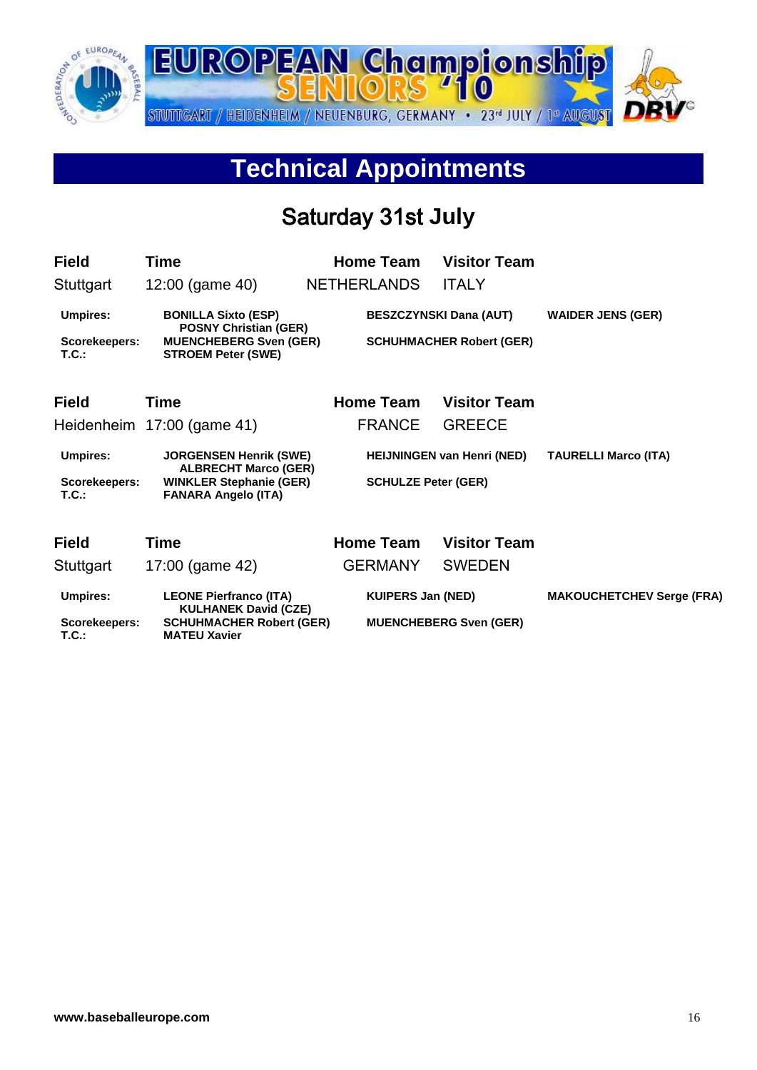EUROPEAN Championship SENIORS '10

STUTTGART / HEIDENHEIM / NEUENBURG, GERMANY • 23rd JULY / 1st AUGUST

# Technical Appointments

## Saturday 31st July

| Field | Time | Home Team | Visitor Team | |
|---|---|---|---|---|
| Stuttgart | 12:00 (game 40) | NETHERLANDS | ITALY | |
| **Umpires:** | **BONILLA Sixto (ESP)** | **BESZCZYNSKI Dana (AUT)** | | **WAIDER JENS (GER)** |
| | **POSNY Christian (GER)** | | | |
| **Scorekeepers:** | **MUENCHEBERG Sven (GER)** | **SCHUHMACHER Robert (GER)** | | |
| **T.C.:** | **STROEM Peter (SWE)** | | | |

| Field | Time | Home Team | Visitor Team | |
|---|---|---|---|---|
| Heidenheim | 17:00 (game 41) | FRANCE | GREECE | |
| **Umpires:** | **JORGENSEN Henrik (SWE)** | **HEIJNINGEN van Henri (NED)** | | **TAURELLI Marco (ITA)** |
| | **ALBRECHT Marco (GER)** | | | |
| **Scorekeepers:** | **WINKLER Stephanie (GER)** | **SCHULZE Peter (GER)** | | |
| **T.C.:** | **FANARA Angelo (ITA)** | | | |

| Field | Time | Home Team | Visitor Team | |
|---|---|---|---|---|
| Stuttgart | 17:00 (game 42) | GERMANY | SWEDEN | |
| **Umpires:** | **LEONE Pierfranco (ITA)** | **KUIPERS Jan (NED)** | | **MAKOUCHETCHEV Serge (FRA)** |
| | **KULHANEK David (CZE)** | | | |
| **Scorekeepers:** | **SCHUHMACHER Robert (GER)** | **MUENCHEBERG Sven (GER)** | | |
| **T.C.:** | **MATEU Xavier** | | | |

**www.baseballeurope.com**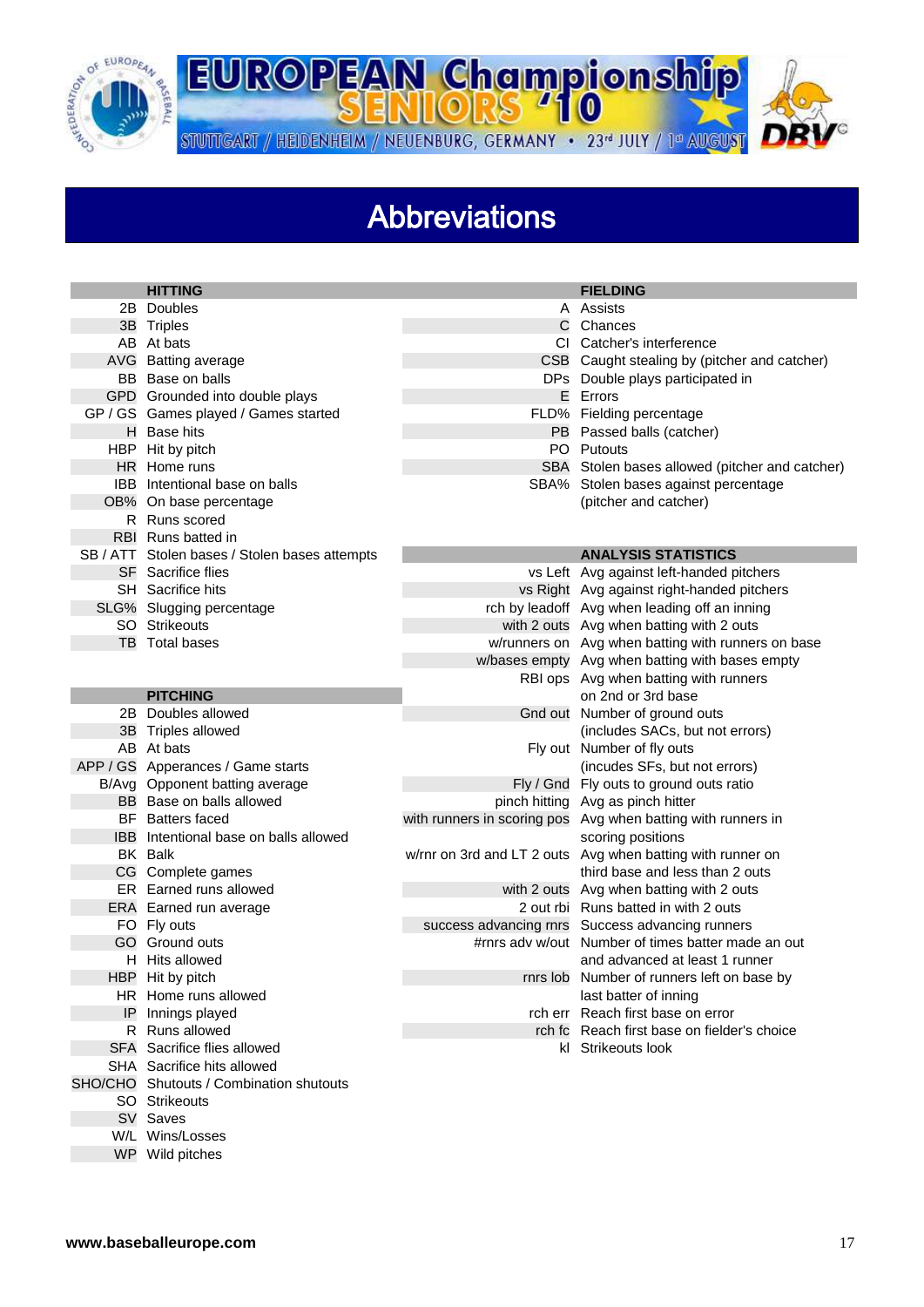# EUROPEAN Championship SENIORS '10

STUTTGART / HEIDENHEIM / NEUENBURG, GERMANY • 23rd JULY / 1st AUGUST

## Abbreviations

| | HITTING |
|---|---|
| 2B | Doubles |
| 3B | Triples |
| AB | At bats |
| AVG | Batting average |
| BB | Base on balls |
| GPD | Grounded into double plays |
| GP / GS | Games played / Games started |
| H | Base hits |
| HBP | Hit by pitch |
| HR | Home runs |
| IBB | Intentional base on balls |
| OB% | On base percentage |
| R | Runs scored |
| RBI | Runs batted in |
| SB / ATT | Stolen bases / Stolen bases attempts |
| SF | Sacrifice flies |
| SH | Sacrifice hits |
| SLG% | Slugging percentage |
| SO | Strikeouts |
| TB | Total bases |

| | PITCHING |
|---|---|
| 2B | Doubles allowed |
| 3B | Triples allowed |
| AB | At bats |
| APP / GS | Apperances / Game starts |
| B/Avg | Opponent batting average |
| BB | Base on balls allowed |
| BF | Batters faced |
| IBB | Intentional base on balls allowed |
| BK | Balk |
| CG | Complete games |
| ER | Earned runs allowed |
| ERA | Earned run average |
| FO | Fly outs |
| GO | Ground outs |
| H | Hits allowed |
| HBP | Hit by pitch |
| HR | Home runs allowed |
| IP | Innings played |
| R | Runs allowed |
| SFA | Sacrifice flies allowed |
| SHA | Sacrifice hits allowed |
| SHO/CHO | Shutouts / Combination shutouts |
| SO | Strikeouts |
| SV | Saves |
| W/L | Wins/Losses |
| WP | Wild pitches |

| | FIELDING |
|---|---|
| A | Assists |
| C | Chances |
| CI | Catcher's interference |
| CSB | Caught stealing by (pitcher and catcher) |
| DPs | Double plays participated in |
| E | Errors |
| FLD% | Fielding percentage |
| PB | Passed balls (catcher) |
| PO | Putouts |
| SBA | Stolen bases allowed (pitcher and catcher) |
| SBA% | Stolen bases against percentage (pitcher and catcher) |

| | ANALYSIS STATISTICS |
|---|---|
| vs Left | Avg against left-handed pitchers |
| vs Right | Avg against right-handed pitchers |
| rch by leadoff | Avg when leading off an inning |
| with 2 outs | Avg when batting with 2 outs |
| w/runners on | Avg when batting with runners on base |
| w/bases empty | Avg when batting with bases empty |
| RBI ops | Avg when batting with runners on 2nd or 3rd base |
| Gnd out | Number of ground outs (includes SACs, but not errors) |
| Fly out | Number of fly outs (incudes SFs, but not errors) |
| Fly / Gnd | Fly outs to ground outs ratio |
| pinch hitting | Avg as pinch hitter |
| with runners in scoring pos | Avg when batting with runners in scoring positions |
| w/rnr on 3rd and LT 2 outs | Avg when batting with runner on third base and less than 2 outs |
| with 2 outs | Avg when batting with 2 outs |
| 2 out rbi | Runs batted in with 2 outs |
| success advancing rnrs | Success advancing runners |
| #rnrs adv w/out | Number of times batter made an out and advanced at least 1 runner |
| rnrs lob | Number of runners left on base by last batter of inning |
| rch err | Reach first base on error |
| rch fc | Reach first base on fielder's choice |
| kl | Strikeouts look |

www.baseballeurope.com